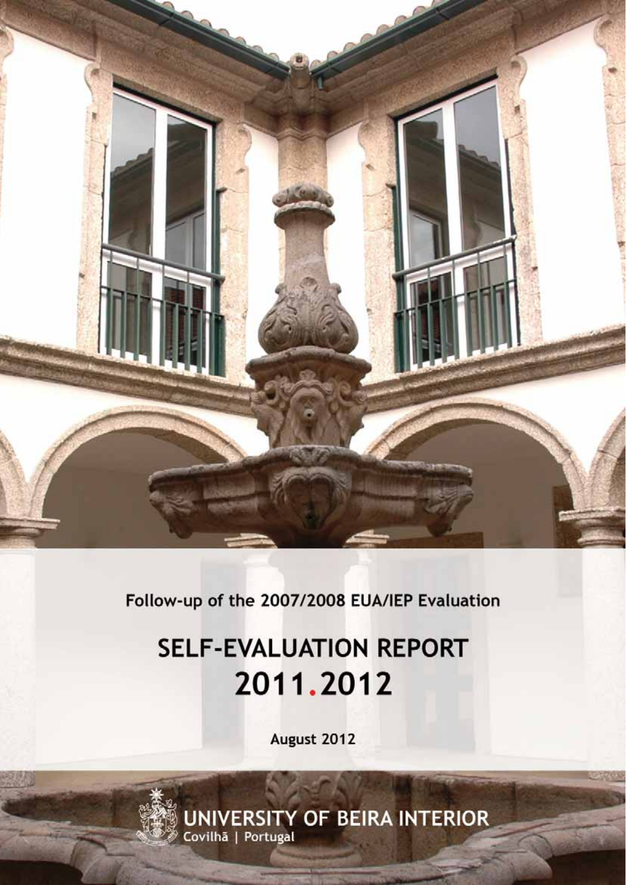Follow-up of the 2007/2008 EUA/IEP Evaluation

# SELF-EVALUATION REPORT 2011.2012

August 2012

UNIVERSITY OF BEIRA INTERIOR
Covilhã | Portugal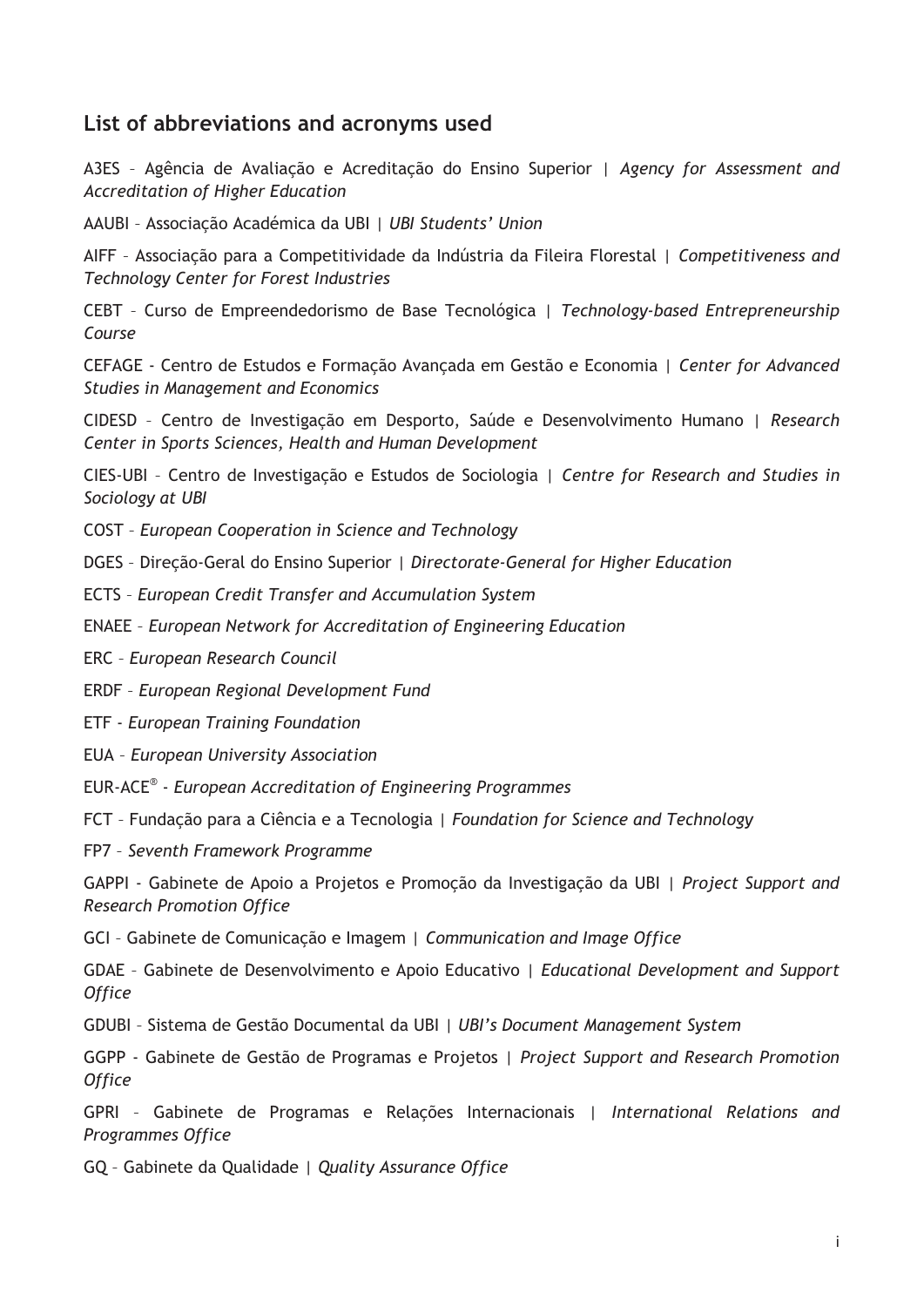## List of abbreviations and acronyms used

A3ES – Agência de Avaliação e Acreditação do Ensino Superior | *Agency for Assessment and Accreditation of Higher Education*

AAUBI – Associação Académica da UBI | *UBI Students' Union*

AIFF – Associação para a Competitividade da Indústria da Fileira Florestal | *Competitiveness and Technology Center for Forest Industries*

CEBT – Curso de Empreendedorismo de Base Tecnológica | *Technology-based Entrepreneurship Course*

CEFAGE - Centro de Estudos e Formação Avançada em Gestão e Economia | *Center for Advanced Studies in Management and Economics*

CIDESD – Centro de Investigação em Desporto, Saúde e Desenvolvimento Humano | *Research Center in Sports Sciences, Health and Human Development*

CIES-UBI – Centro de Investigação e Estudos de Sociologia | *Centre for Research and Studies in Sociology at UBI*

COST – *European Cooperation in Science and Technology*

DGES – Direção-Geral do Ensino Superior | *Directorate-General for Higher Education*

ECTS – *European Credit Transfer and Accumulation System*

ENAEE – *European Network for Accreditation of Engineering Education*

ERC – *European Research Council*

ERDF – *European Regional Development Fund*

ETF - *European Training Foundation*

EUA – *European University Association*

EUR-ACE® - *European Accreditation of Engineering Programmes*

FCT – Fundação para a Ciência e a Tecnologia | *Foundation for Science and Technology*

FP7 – *Seventh Framework Programme*

GAPPI - Gabinete de Apoio a Projetos e Promoção da Investigação da UBI | *Project Support and Research Promotion Office*

GCI – Gabinete de Comunicação e Imagem | *Communication and Image Office*

GDAE – Gabinete de Desenvolvimento e Apoio Educativo | *Educational Development and Support Office*

GDUBI – Sistema de Gestão Documental da UBI | *UBI's Document Management System*

GGPP - Gabinete de Gestão de Programas e Projetos | *Project Support and Research Promotion Office*

GPRI – Gabinete de Programas e Relações Internacionais | *International Relations and Programmes Office*

GQ – Gabinete da Qualidade | *Quality Assurance Office*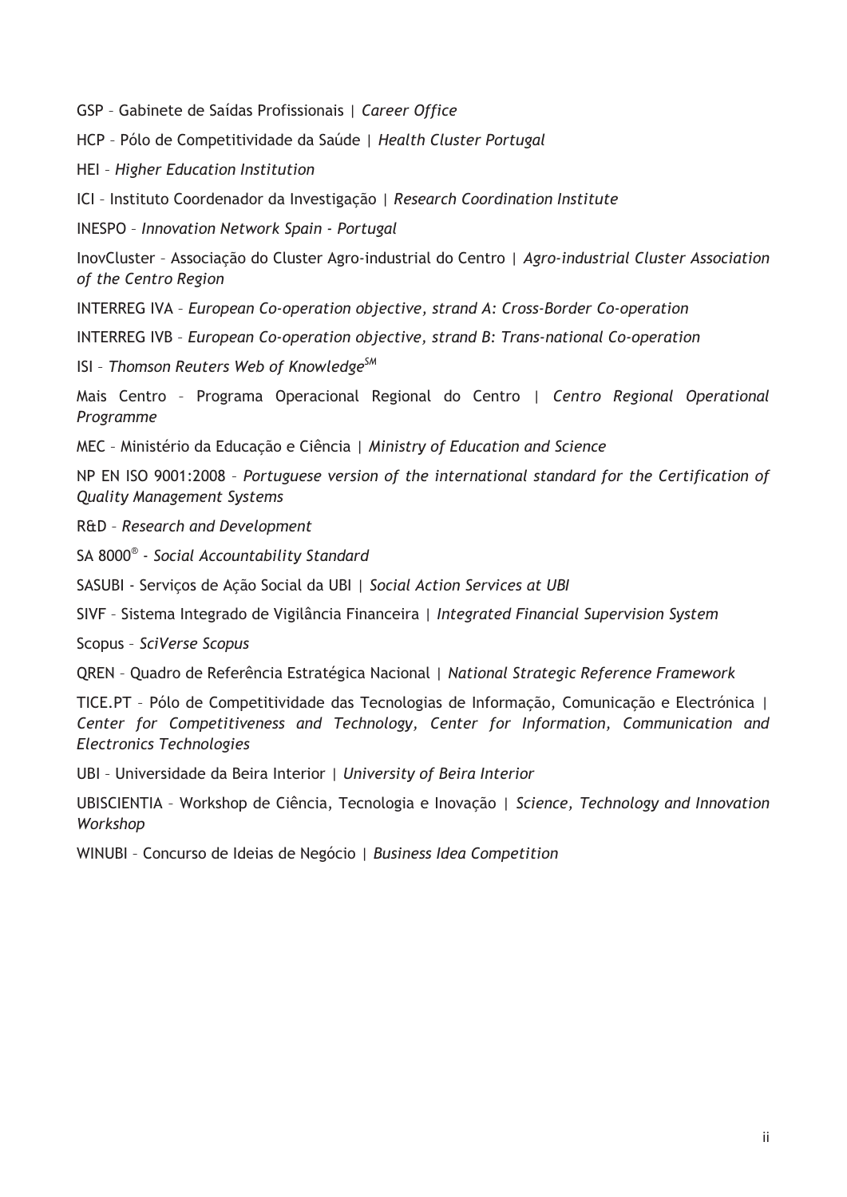GSP – Gabinete de Saídas Profissionais | *Career Office*

HCP – Pólo de Competitividade da Saúde | *Health Cluster Portugal*

HEI – *Higher Education Institution*

ICI – Instituto Coordenador da Investigação | *Research Coordination Institute*

INESPO – *Innovation Network Spain - Portugal*

InovCluster – Associação do Cluster Agro-industrial do Centro | *Agro-industrial Cluster Association of the Centro Region*

INTERREG IVA – *European Co-operation objective, strand A: Cross-Border Co-operation*

INTERREG IVB – *European Co-operation objective, strand B: Trans-national Co-operation*

ISI – *Thomson Reuters Web of Knowledge℠*

Mais Centro – Programa Operacional Regional do Centro | *Centro Regional Operational Programme*

MEC – Ministério da Educação e Ciência | *Ministry of Education and Science*

NP EN ISO 9001:2008 – *Portuguese version of the international standard for the Certification of Quality Management Systems*

R&D – *Research and Development*

SA 8000® - *Social Accountability Standard*

SASUBI - Serviços de Ação Social da UBI | *Social Action Services at UBI*

SIVF – Sistema Integrado de Vigilância Financeira | *Integrated Financial Supervision System*

Scopus – *SciVerse Scopus*

QREN – Quadro de Referência Estratégica Nacional | *National Strategic Reference Framework*

TICE.PT – Pólo de Competitividade das Tecnologias de Informação, Comunicação e Electrónica | *Center for Competitiveness and Technology, Center for Information, Communication and Electronics Technologies*

UBI – Universidade da Beira Interior | *University of Beira Interior*

UBISCIENTIA – Workshop de Ciência, Tecnologia e Inovação | *Science, Technology and Innovation Workshop*

WINUBI – Concurso de Ideias de Negócio | *Business Idea Competition*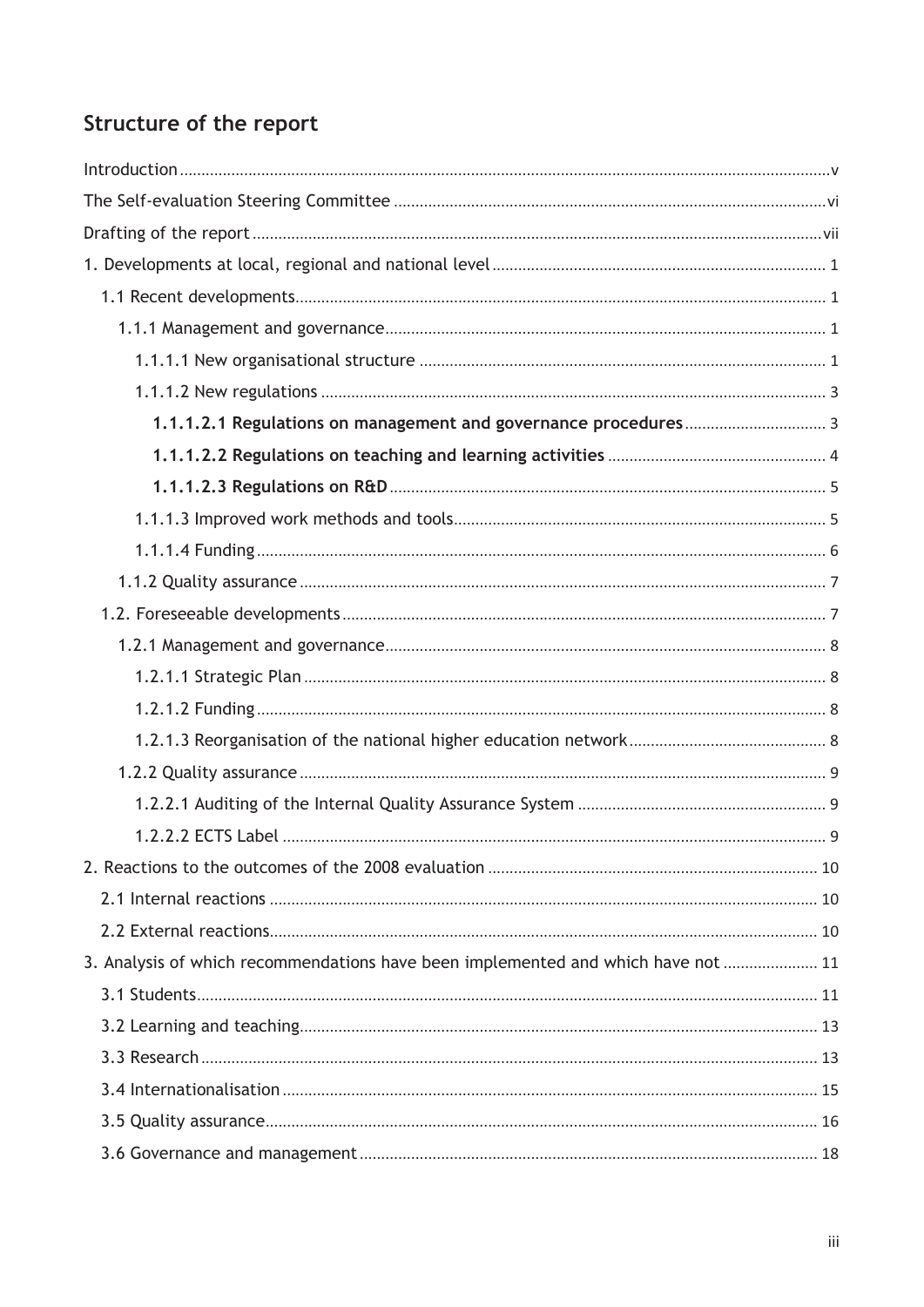## Structure of the report

Introduction ..... v

The Self-evaluation Steering Committee ..... vi

Drafting of the report ..... vii

1. Developments at local, regional and national level ..... 1

  1.1 Recent developments ..... 1

    1.1.1 Management and governance ..... 1

      1.1.1.1 New organisational structure ..... 1

      1.1.1.2 New regulations ..... 3

        **1.1.1.2.1 Regulations on management and governance procedures** ..... 3

        **1.1.1.2.2 Regulations on teaching and learning activities** ..... 4

        **1.1.1.2.3 Regulations on R&D** ..... 5

      1.1.1.3 Improved work methods and tools ..... 5

      1.1.1.4 Funding ..... 6

    1.1.2 Quality assurance ..... 7

  1.2. Foreseeable developments ..... 7

    1.2.1 Management and governance ..... 8

      1.2.1.1 Strategic Plan ..... 8

      1.2.1.2 Funding ..... 8

      1.2.1.3 Reorganisation of the national higher education network ..... 8

    1.2.2 Quality assurance ..... 9

      1.2.2.1 Auditing of the Internal Quality Assurance System ..... 9

      1.2.2.2 ECTS Label ..... 9

2. Reactions to the outcomes of the 2008 evaluation ..... 10

  2.1 Internal reactions ..... 10

  2.2 External reactions ..... 10

3. Analysis of which recommendations have been implemented and which have not ..... 11

  3.1 Students ..... 11

  3.2 Learning and teaching ..... 13

  3.3 Research ..... 13

  3.4 Internationalisation ..... 15

  3.5 Quality assurance ..... 16

  3.6 Governance and management ..... 18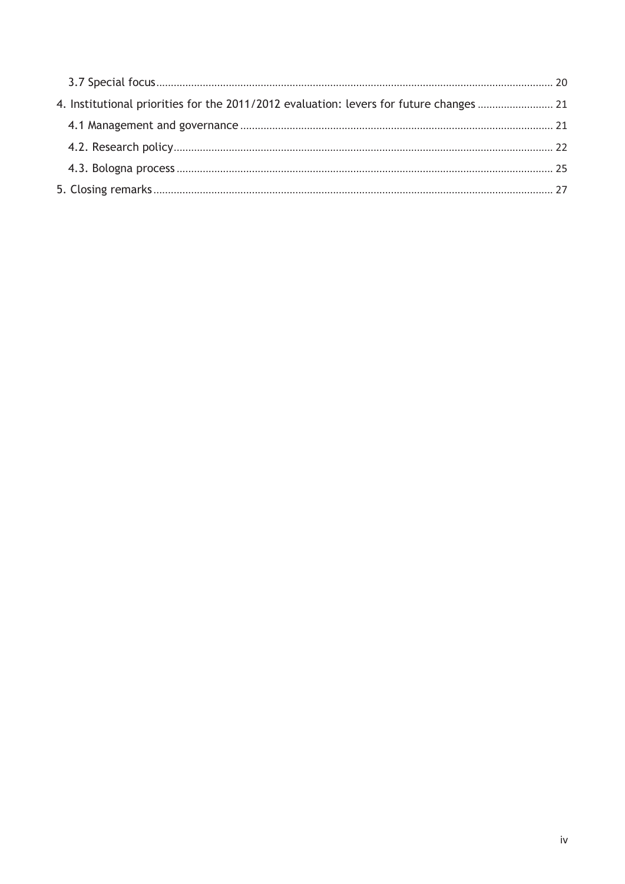3.7 Special focus ........ 20

4. Institutional priorities for the 2011/2012 evaluation: levers for future changes ........ 21

4.1 Management and governance ........ 21

4.2. Research policy ........ 22

4.3. Bologna process ........ 25

5. Closing remarks ........ 27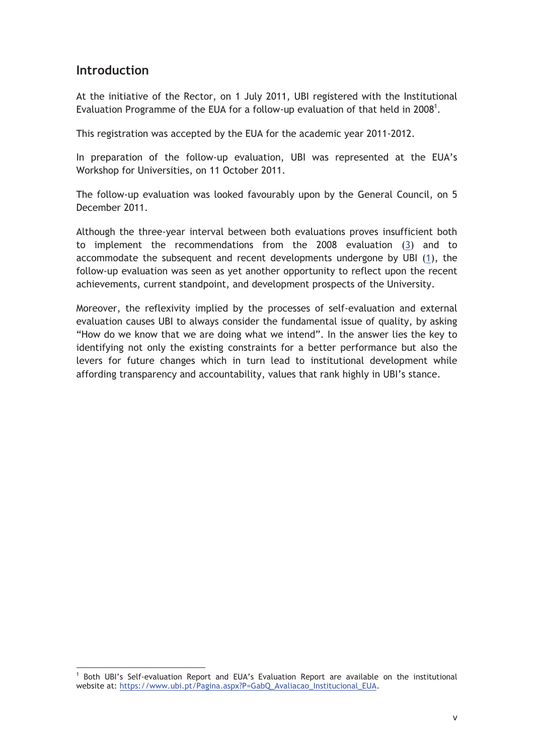## Introduction

At the initiative of the Rector, on 1 July 2011, UBI registered with the Institutional Evaluation Programme of the EUA for a follow-up evaluation of that held in 2008[1].

This registration was accepted by the EUA for the academic year 2011-2012.

In preparation of the follow-up evaluation, UBI was represented at the EUA's Workshop for Universities, on 11 October 2011.

The follow-up evaluation was looked favourably upon by the General Council, on 5 December 2011.

Although the three-year interval between both evaluations proves insufficient both to implement the recommendations from the 2008 evaluation (3) and to accommodate the subsequent and recent developments undergone by UBI (1), the follow-up evaluation was seen as yet another opportunity to reflect upon the recent achievements, current standpoint, and development prospects of the University.

Moreover, the reflexivity implied by the processes of self-evaluation and external evaluation causes UBI to always consider the fundamental issue of quality, by asking "How do we know that we are doing what we intend". In the answer lies the key to identifying not only the existing constraints for a better performance but also the levers for future changes which in turn lead to institutional development while affording transparency and accountability, values that rank highly in UBI's stance.

[1] Both UBI's Self-evaluation Report and EUA's Evaluation Report are available on the institutional website at: https://www.ubi.pt/Pagina.aspx?P=GabQ_Avaliacao_Institucional_EUA.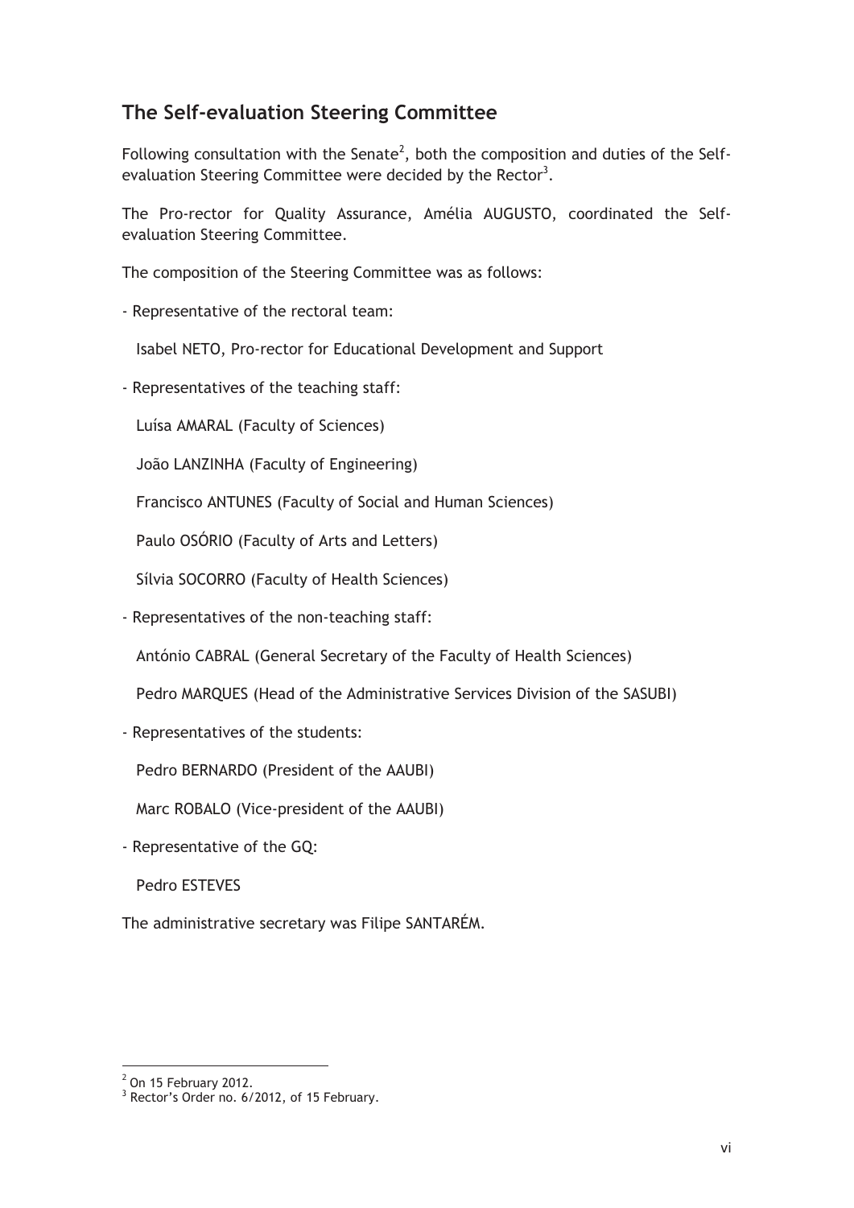## The Self-evaluation Steering Committee

Following consultation with the Senate[2], both the composition and duties of the Self-evaluation Steering Committee were decided by the Rector[3].

The Pro-rector for Quality Assurance, Amélia AUGUSTO, coordinated the Self-evaluation Steering Committee.

The composition of the Steering Committee was as follows:

- Representative of the rectoral team:

  Isabel NETO, Pro-rector for Educational Development and Support

- Representatives of the teaching staff:

  Luísa AMARAL (Faculty of Sciences)

  João LANZINHA (Faculty of Engineering)

  Francisco ANTUNES (Faculty of Social and Human Sciences)

  Paulo OSÓRIO (Faculty of Arts and Letters)

  Sílvia SOCORRO (Faculty of Health Sciences)

- Representatives of the non-teaching staff:

  António CABRAL (General Secretary of the Faculty of Health Sciences)

  Pedro MARQUES (Head of the Administrative Services Division of the SASUBI)

- Representatives of the students:

  Pedro BERNARDO (President of the AAUBI)

  Marc ROBALO (Vice-president of the AAUBI)

- Representative of the GQ:

  Pedro ESTEVES

The administrative secretary was Filipe SANTARÉM.

---

[2] On 15 February 2012.

[3] Rector's Order no. 6/2012, of 15 February.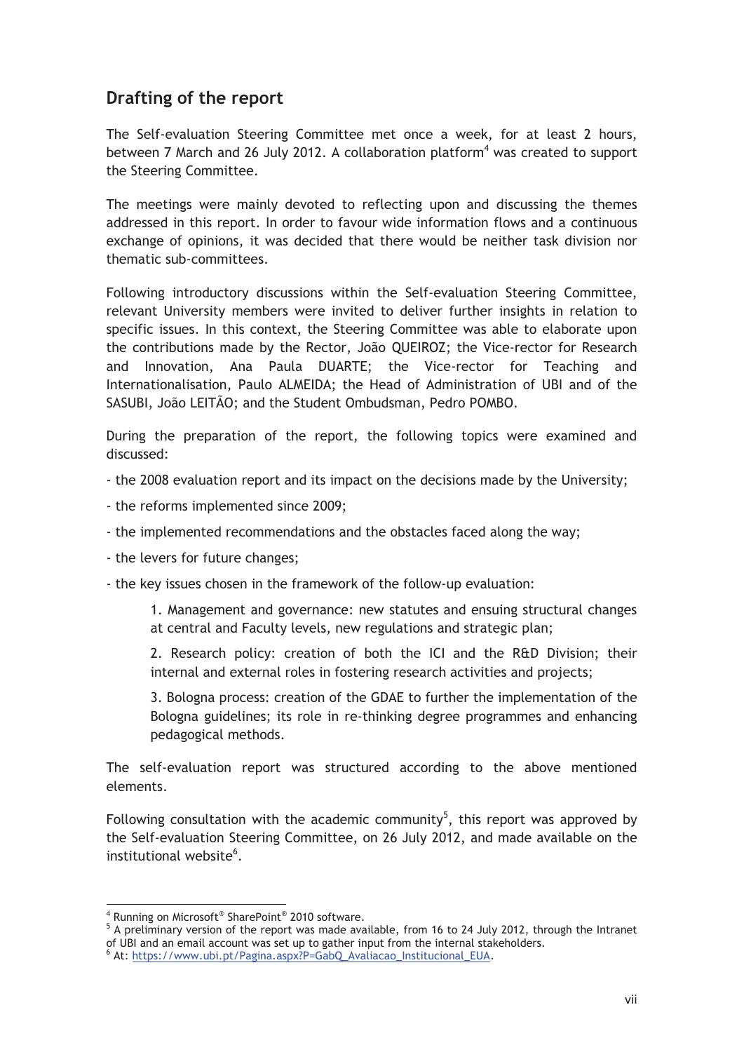## Drafting of the report

The Self-evaluation Steering Committee met once a week, for at least 2 hours, between 7 March and 26 July 2012. A collaboration platform[4] was created to support the Steering Committee.

The meetings were mainly devoted to reflecting upon and discussing the themes addressed in this report. In order to favour wide information flows and a continuous exchange of opinions, it was decided that there would be neither task division nor thematic sub-committees.

Following introductory discussions within the Self-evaluation Steering Committee, relevant University members were invited to deliver further insights in relation to specific issues. In this context, the Steering Committee was able to elaborate upon the contributions made by the Rector, João QUEIROZ; the Vice-rector for Research and Innovation, Ana Paula DUARTE; the Vice-rector for Teaching and Internationalisation, Paulo ALMEIDA; the Head of Administration of UBI and of the SASUBI, João LEITÃO; and the Student Ombudsman, Pedro POMBO.

During the preparation of the report, the following topics were examined and discussed:

- the 2008 evaluation report and its impact on the decisions made by the University;
- the reforms implemented since 2009;
- the implemented recommendations and the obstacles faced along the way;
- the levers for future changes;
- the key issues chosen in the framework of the follow-up evaluation:

    1. Management and governance: new statutes and ensuing structural changes at central and Faculty levels, new regulations and strategic plan;

    2. Research policy: creation of both the ICI and the R&D Division; their internal and external roles in fostering research activities and projects;

    3. Bologna process: creation of the GDAE to further the implementation of the Bologna guidelines; its role in re-thinking degree programmes and enhancing pedagogical methods.

The self-evaluation report was structured according to the above mentioned elements.

Following consultation with the academic community[5], this report was approved by the Self-evaluation Steering Committee, on 26 July 2012, and made available on the institutional website[6].

---

[4] Running on Microsoft® SharePoint® 2010 software.

[5] A preliminary version of the report was made available, from 16 to 24 July 2012, through the Intranet of UBI and an email account was set up to gather input from the internal stakeholders.

[6] At: https://www.ubi.pt/Pagina.aspx?P=GabQ_Avaliacao_Institucional_EUA.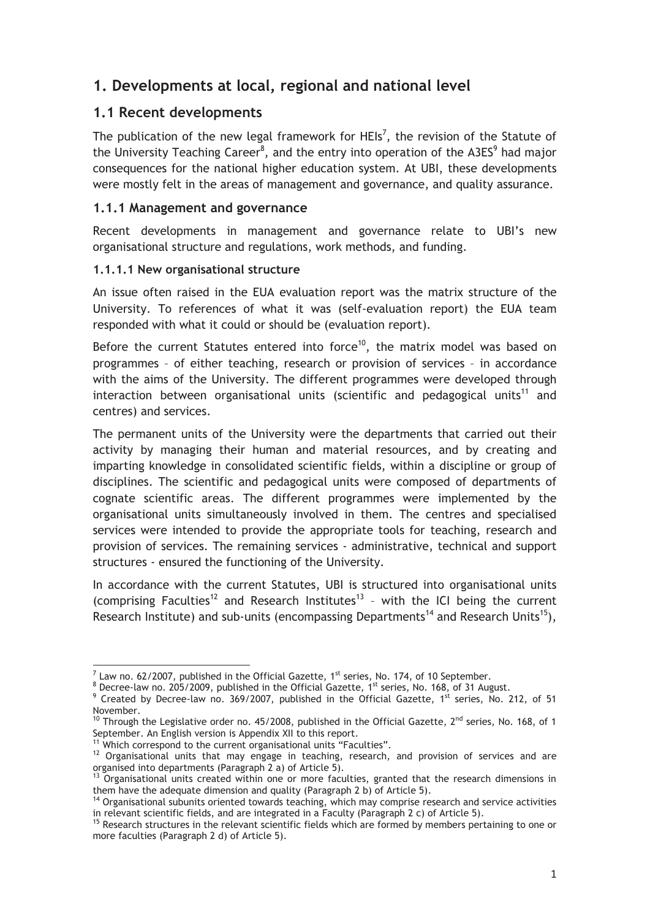# 1. Developments at local, regional and national level

## 1.1 Recent developments

The publication of the new legal framework for HEIs[7], the revision of the Statute of the University Teaching Career[8], and the entry into operation of the A3ES[9] had major consequences for the national higher education system. At UBI, these developments were mostly felt in the areas of management and governance, and quality assurance.

### 1.1.1 Management and governance

Recent developments in management and governance relate to UBI's new organisational structure and regulations, work methods, and funding.

#### 1.1.1.1 New organisational structure

An issue often raised in the EUA evaluation report was the matrix structure of the University. To references of what it was (self-evaluation report) the EUA team responded with what it could or should be (evaluation report).

Before the current Statutes entered into force[10], the matrix model was based on programmes – of either teaching, research or provision of services – in accordance with the aims of the University. The different programmes were developed through interaction between organisational units (scientific and pedagogical units[11] and centres) and services.

The permanent units of the University were the departments that carried out their activity by managing their human and material resources, and by creating and imparting knowledge in consolidated scientific fields, within a discipline or group of disciplines. The scientific and pedagogical units were composed of departments of cognate scientific areas. The different programmes were implemented by the organisational units simultaneously involved in them. The centres and specialised services were intended to provide the appropriate tools for teaching, research and provision of services. The remaining services - administrative, technical and support structures - ensured the functioning of the University.

In accordance with the current Statutes, UBI is structured into organisational units (comprising Faculties[12] and Research Institutes[13] – with the ICI being the current Research Institute) and sub-units (encompassing Departments[14] and Research Units[15]),

---

[7] Law no. 62/2007, published in the Official Gazette, 1st series, No. 174, of 10 September.

[8] Decree-law no. 205/2009, published in the Official Gazette, 1st series, No. 168, of 31 August.

[9] Created by Decree-law no. 369/2007, published in the Official Gazette, 1st series, No. 212, of 51 November.

[10] Through the Legislative order no. 45/2008, published in the Official Gazette, 2nd series, No. 168, of 1 September. An English version is Appendix XII to this report.

[11] Which correspond to the current organisational units "Faculties".

[12] Organisational units that may engage in teaching, research, and provision of services and are organised into departments (Paragraph 2 a) of Article 5).

[13] Organisational units created within one or more faculties, granted that the research dimensions in them have the adequate dimension and quality (Paragraph 2 b) of Article 5).

[14] Organisational subunits oriented towards teaching, which may comprise research and service activities in relevant scientific fields, and are integrated in a Faculty (Paragraph 2 c) of Article 5).

[15] Research structures in the relevant scientific fields which are formed by members pertaining to one or more faculties (Paragraph 2 d) of Article 5).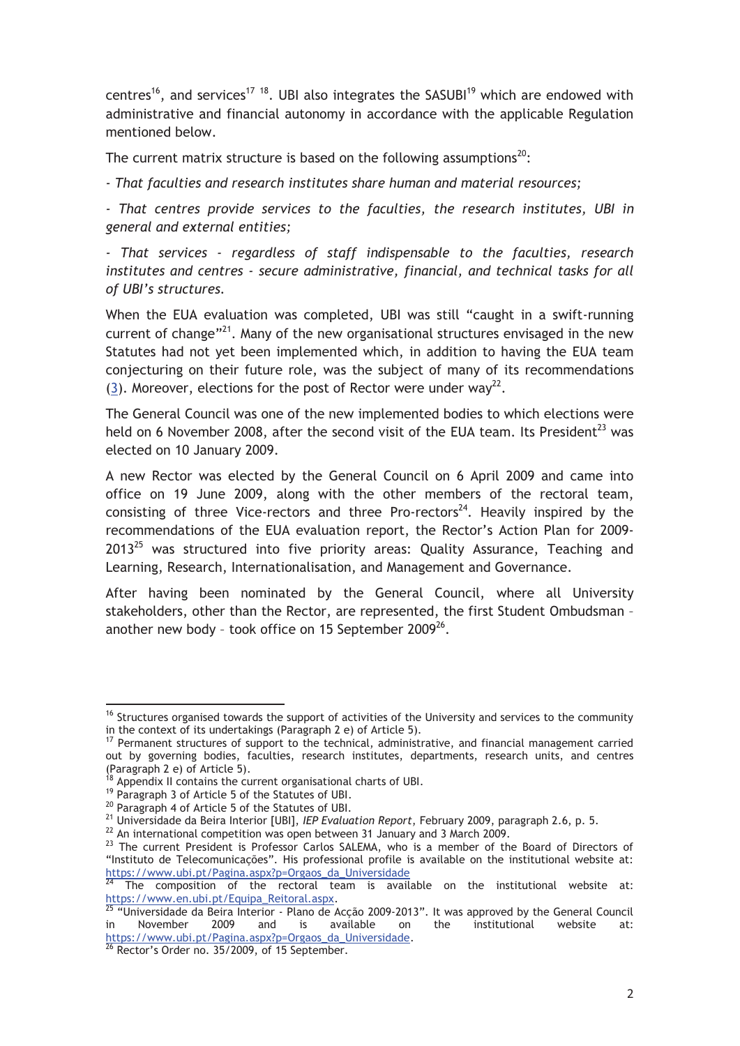centres[16], and services[17] [18]. UBI also integrates the SASUBI[19] which are endowed with administrative and financial autonomy in accordance with the applicable Regulation mentioned below.

The current matrix structure is based on the following assumptions[20]:

*- That faculties and research institutes share human and material resources;*

*- That centres provide services to the faculties, the research institutes, UBI in general and external entities;*

*- That services - regardless of staff indispensable to the faculties, research institutes and centres - secure administrative, financial, and technical tasks for all of UBI's structures.*

When the EUA evaluation was completed, UBI was still "caught in a swift-running current of change"[21]. Many of the new organisational structures envisaged in the new Statutes had not yet been implemented which, in addition to having the EUA team conjecturing on their future role, was the subject of many of its recommendations (3). Moreover, elections for the post of Rector were under way[22].

The General Council was one of the new implemented bodies to which elections were held on 6 November 2008, after the second visit of the EUA team. Its President[23] was elected on 10 January 2009.

A new Rector was elected by the General Council on 6 April 2009 and came into office on 19 June 2009, along with the other members of the rectoral team, consisting of three Vice-rectors and three Pro-rectors[24]. Heavily inspired by the recommendations of the EUA evaluation report, the Rector's Action Plan for 2009-2013[25] was structured into five priority areas: Quality Assurance, Teaching and Learning, Research, Internationalisation, and Management and Governance.

After having been nominated by the General Council, where all University stakeholders, other than the Rector, are represented, the first Student Ombudsman – another new body – took office on 15 September 2009[26].

---

[16] Structures organised towards the support of activities of the University and services to the community in the context of its undertakings (Paragraph 2 e) of Article 5).

[17] Permanent structures of support to the technical, administrative, and financial management carried out by governing bodies, faculties, research institutes, departments, research units, and centres (Paragraph 2 e) of Article 5).

[18] Appendix II contains the current organisational charts of UBI.

[19] Paragraph 3 of Article 5 of the Statutes of UBI.

[20] Paragraph 4 of Article 5 of the Statutes of UBI.

[21] Universidade da Beira Interior [UBI], *IEP Evaluation Report*, February 2009, paragraph 2.6, p. 5.

[22] An international competition was open between 31 January and 3 March 2009.

[23] The current President is Professor Carlos SALEMA, who is a member of the Board of Directors of "Instituto de Telecomunicações". His professional profile is available on the institutional website at: https://www.ubi.pt/Pagina.aspx?p=Orgaos_da_Universidade

[24] The composition of the rectoral team is available on the institutional website at: https://www.en.ubi.pt/Equipa_Reitoral.aspx.

[25] "Universidade da Beira Interior - Plano de Acção 2009-2013". It was approved by the General Council in November 2009 and is available on the institutional website at: https://www.ubi.pt/Pagina.aspx?p=Orgaos_da_Universidade.

[26] Rector's Order no. 35/2009, of 15 September.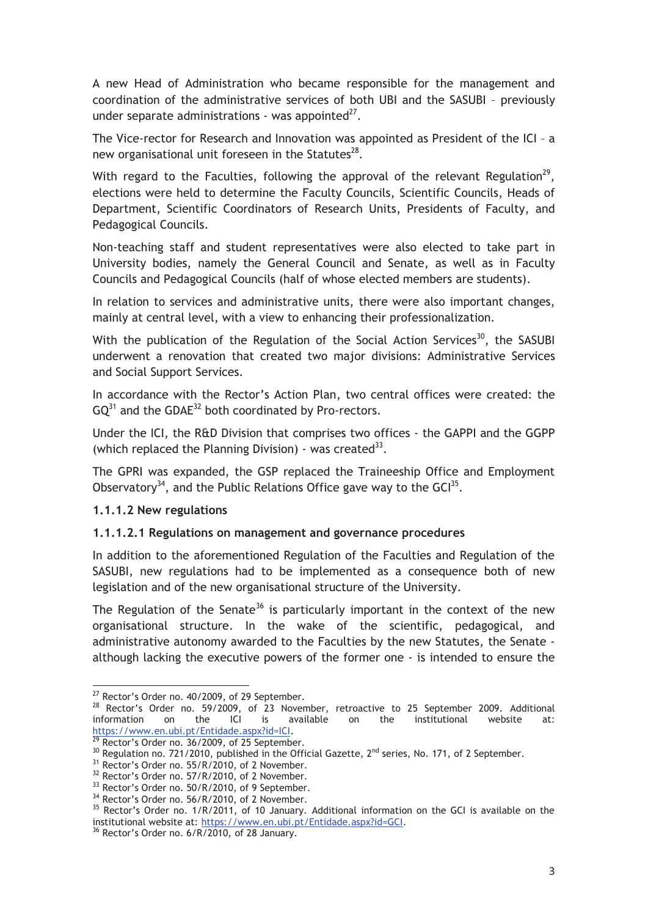A new Head of Administration who became responsible for the management and coordination of the administrative services of both UBI and the SASUBI – previously under separate administrations - was appointed[27].

The Vice-rector for Research and Innovation was appointed as President of the ICI – a new organisational unit foreseen in the Statutes[28].

With regard to the Faculties, following the approval of the relevant Regulation[29], elections were held to determine the Faculty Councils, Scientific Councils, Heads of Department, Scientific Coordinators of Research Units, Presidents of Faculty, and Pedagogical Councils.

Non-teaching staff and student representatives were also elected to take part in University bodies, namely the General Council and Senate, as well as in Faculty Councils and Pedagogical Councils (half of whose elected members are students).

In relation to services and administrative units, there were also important changes, mainly at central level, with a view to enhancing their professionalization.

With the publication of the Regulation of the Social Action Services[30], the SASUBI underwent a renovation that created two major divisions: Administrative Services and Social Support Services.

In accordance with the Rector's Action Plan, two central offices were created: the GQ[31] and the GDAE[32] both coordinated by Pro-rectors.

Under the ICI, the R&D Division that comprises two offices - the GAPPI and the GGPP (which replaced the Planning Division) - was created[33].

The GPRI was expanded, the GSP replaced the Traineeship Office and Employment Observatory[34], and the Public Relations Office gave way to the GCI[35].

### 1.1.1.2 New regulations

#### 1.1.1.2.1 Regulations on management and governance procedures

In addition to the aforementioned Regulation of the Faculties and Regulation of the SASUBI, new regulations had to be implemented as a consequence both of new legislation and of the new organisational structure of the University.

The Regulation of the Senate[36] is particularly important in the context of the new organisational structure. In the wake of the scientific, pedagogical, and administrative autonomy awarded to the Faculties by the new Statutes, the Senate - although lacking the executive powers of the former one - is intended to ensure the

---

[27] Rector's Order no. 40/2009, of 29 September.

[28] Rector's Order no. 59/2009, of 23 November, retroactive to 25 September 2009. Additional information on the ICI is available on the institutional website at: https://www.en.ubi.pt/Entidade.aspx?id=ICI.

[29] Rector's Order no. 36/2009, of 25 September.

[30] Regulation no. 721/2010, published in the Official Gazette, 2nd series, No. 171, of 2 September.

[31] Rector's Order no. 55/R/2010, of 2 November.

[32] Rector's Order no. 57/R/2010, of 2 November.

[33] Rector's Order no. 50/R/2010, of 9 September.

[34] Rector's Order no. 56/R/2010, of 2 November.

[35] Rector's Order no. 1/R/2011, of 10 January. Additional information on the GCI is available on the institutional website at: https://www.en.ubi.pt/Entidade.aspx?id=GCI.

[36] Rector's Order no. 6/R/2010, of 28 January.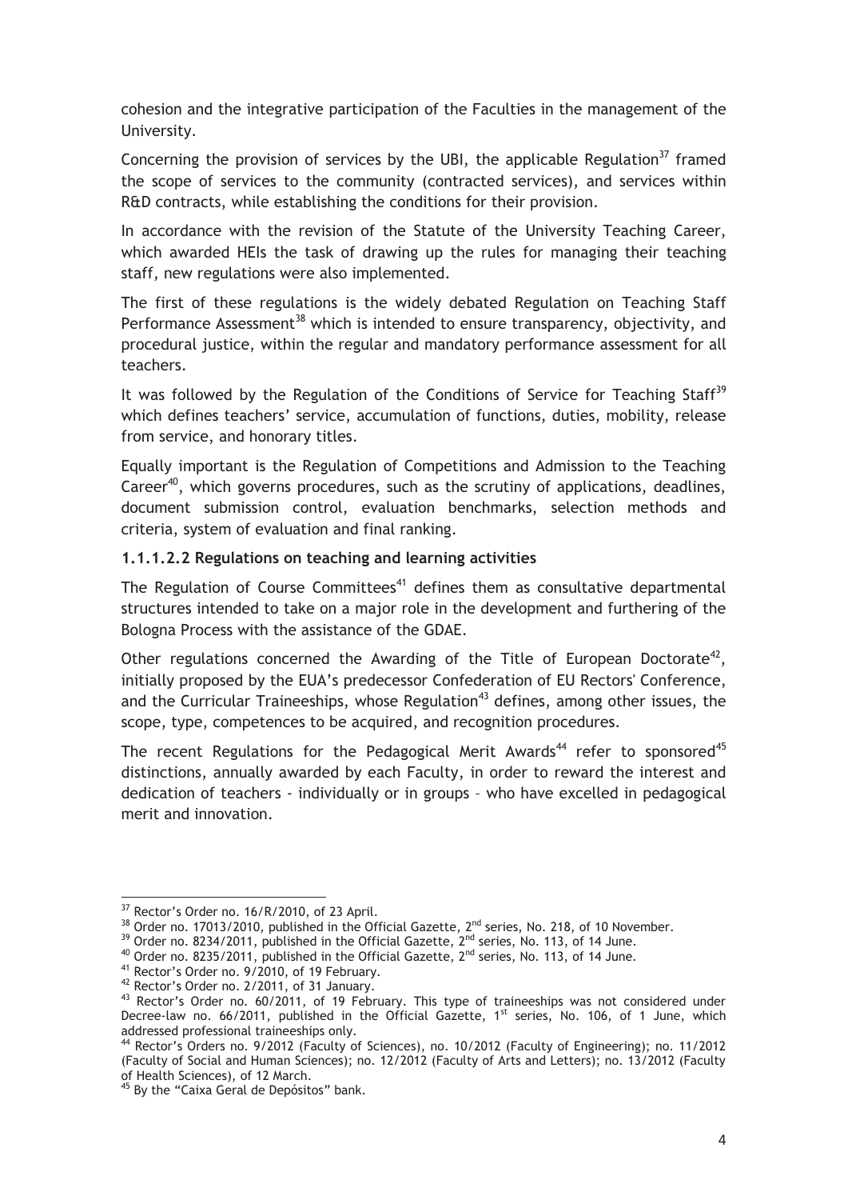cohesion and the integrative participation of the Faculties in the management of the University.

Concerning the provision of services by the UBI, the applicable Regulation[37] framed the scope of services to the community (contracted services), and services within R&D contracts, while establishing the conditions for their provision.

In accordance with the revision of the Statute of the University Teaching Career, which awarded HEIs the task of drawing up the rules for managing their teaching staff, new regulations were also implemented.

The first of these regulations is the widely debated Regulation on Teaching Staff Performance Assessment[38] which is intended to ensure transparency, objectivity, and procedural justice, within the regular and mandatory performance assessment for all teachers.

It was followed by the Regulation of the Conditions of Service for Teaching Staff[39] which defines teachers' service, accumulation of functions, duties, mobility, release from service, and honorary titles.

Equally important is the Regulation of Competitions and Admission to the Teaching Career[40], which governs procedures, such as the scrutiny of applications, deadlines, document submission control, evaluation benchmarks, selection methods and criteria, system of evaluation and final ranking.

#### 1.1.1.2.2 Regulations on teaching and learning activities

The Regulation of Course Committees[41] defines them as consultative departmental structures intended to take on a major role in the development and furthering of the Bologna Process with the assistance of the GDAE.

Other regulations concerned the Awarding of the Title of European Doctorate[42], initially proposed by the EUA's predecessor Confederation of EU Rectors' Conference, and the Curricular Traineeships, whose Regulation[43] defines, among other issues, the scope, type, competences to be acquired, and recognition procedures.

The recent Regulations for the Pedagogical Merit Awards[44] refer to sponsored[45] distinctions, annually awarded by each Faculty, in order to reward the interest and dedication of teachers - individually or in groups – who have excelled in pedagogical merit and innovation.

---

[37] Rector's Order no. 16/R/2010, of 23 April.

[38] Order no. 17013/2010, published in the Official Gazette, 2nd series, No. 218, of 10 November.

[39] Order no. 8234/2011, published in the Official Gazette, 2nd series, No. 113, of 14 June.

[40] Order no. 8235/2011, published in the Official Gazette, 2nd series, No. 113, of 14 June.

[41] Rector's Order no. 9/2010, of 19 February.

[42] Rector's Order no. 2/2011, of 31 January.

[43] Rector's Order no. 60/2011, of 19 February. This type of traineeships was not considered under Decree-law no. 66/2011, published in the Official Gazette, 1st series, No. 106, of 1 June, which addressed professional traineeships only.

[44] Rector's Orders no. 9/2012 (Faculty of Sciences), no. 10/2012 (Faculty of Engineering); no. 11/2012 (Faculty of Social and Human Sciences); no. 12/2012 (Faculty of Arts and Letters); no. 13/2012 (Faculty of Health Sciences), of 12 March.

[45] By the "Caixa Geral de Depósitos" bank.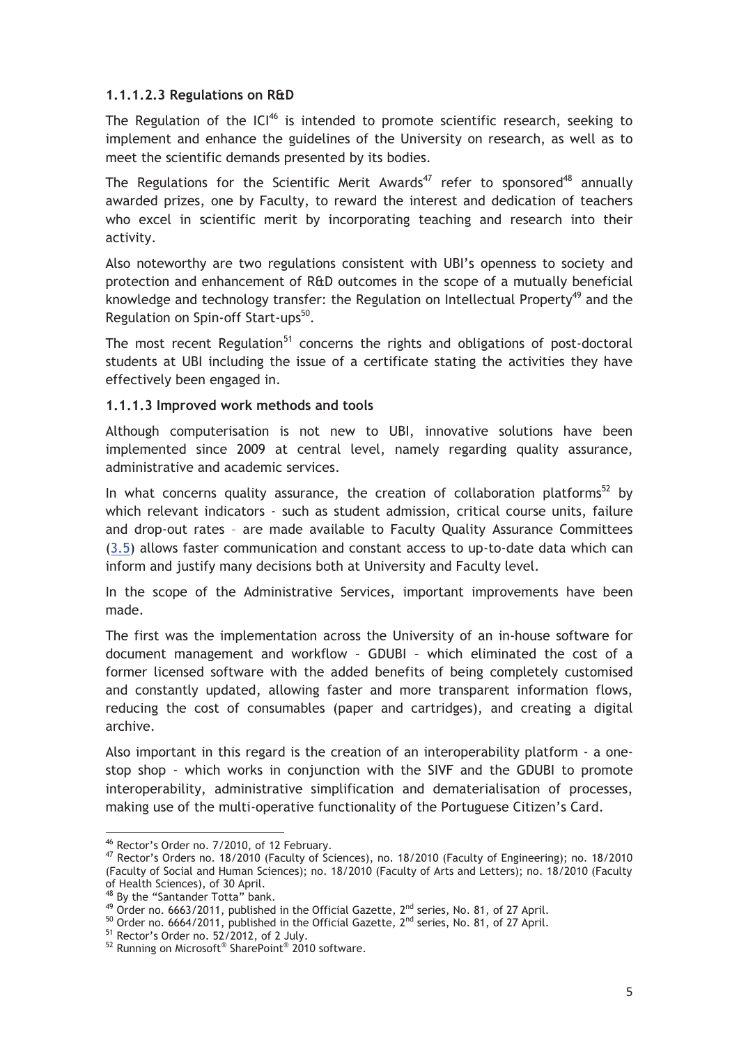#### 1.1.1.2.3 Regulations on R&D

The Regulation of the ICI[46] is intended to promote scientific research, seeking to implement and enhance the guidelines of the University on research, as well as to meet the scientific demands presented by its bodies.

The Regulations for the Scientific Merit Awards[47] refer to sponsored[48] annually awarded prizes, one by Faculty, to reward the interest and dedication of teachers who excel in scientific merit by incorporating teaching and research into their activity.

Also noteworthy are two regulations consistent with UBI's openness to society and protection and enhancement of R&D outcomes in the scope of a mutually beneficial knowledge and technology transfer: the Regulation on Intellectual Property[49] and the Regulation on Spin-off Start-ups[50].

The most recent Regulation[51] concerns the rights and obligations of post-doctoral students at UBI including the issue of a certificate stating the activities they have effectively been engaged in.

#### 1.1.1.3 Improved work methods and tools

Although computerisation is not new to UBI, innovative solutions have been implemented since 2009 at central level, namely regarding quality assurance, administrative and academic services.

In what concerns quality assurance, the creation of collaboration platforms[52] by which relevant indicators - such as student admission, critical course units, failure and drop-out rates – are made available to Faculty Quality Assurance Committees (3.5) allows faster communication and constant access to up-to-date data which can inform and justify many decisions both at University and Faculty level.

In the scope of the Administrative Services, important improvements have been made.

The first was the implementation across the University of an in-house software for document management and workflow – GDUBI – which eliminated the cost of a former licensed software with the added benefits of being completely customised and constantly updated, allowing faster and more transparent information flows, reducing the cost of consumables (paper and cartridges), and creating a digital archive.

Also important in this regard is the creation of an interoperability platform - a one-stop shop - which works in conjunction with the SIVF and the GDUBI to promote interoperability, administrative simplification and dematerialisation of processes, making use of the multi-operative functionality of the Portuguese Citizen's Card.

---

[46] Rector's Order no. 7/2010, of 12 February.

[47] Rector's Orders no. 18/2010 (Faculty of Sciences), no. 18/2010 (Faculty of Engineering); no. 18/2010 (Faculty of Social and Human Sciences); no. 18/2010 (Faculty of Arts and Letters); no. 18/2010 (Faculty of Health Sciences), of 30 April.

[48] By the "Santander Totta" bank.

[49] Order no. 6663/2011, published in the Official Gazette, 2nd series, No. 81, of 27 April.

[50] Order no. 6664/2011, published in the Official Gazette, 2nd series, No. 81, of 27 April.

[51] Rector's Order no. 52/2012, of 2 July.

[52] Running on Microsoft® SharePoint® 2010 software.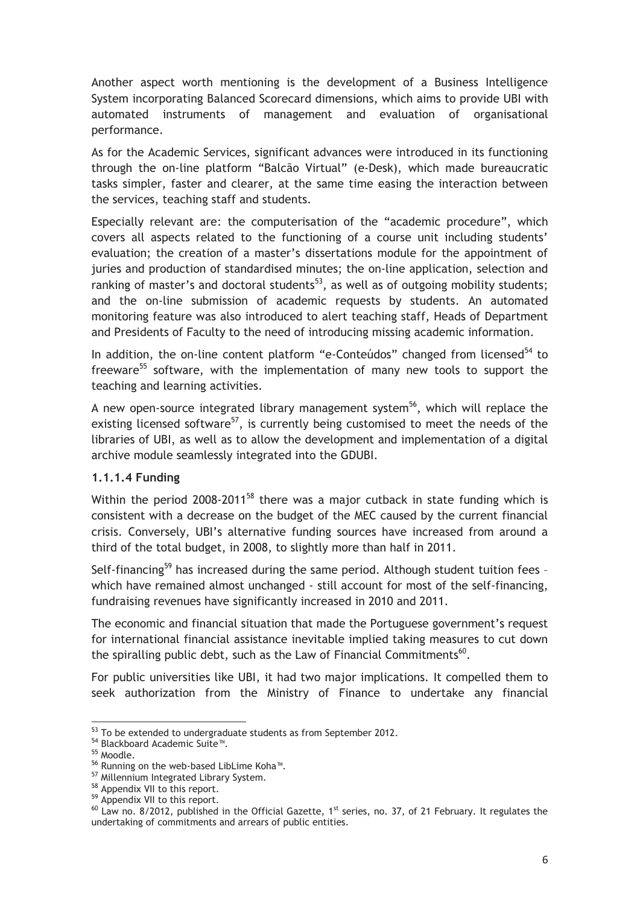Another aspect worth mentioning is the development of a Business Intelligence System incorporating Balanced Scorecard dimensions, which aims to provide UBI with automated instruments of management and evaluation of organisational performance.

As for the Academic Services, significant advances were introduced in its functioning through the on-line platform "Balcão Virtual" (e-Desk), which made bureaucratic tasks simpler, faster and clearer, at the same time easing the interaction between the services, teaching staff and students.

Especially relevant are: the computerisation of the "academic procedure", which covers all aspects related to the functioning of a course unit including students' evaluation; the creation of a master's dissertations module for the appointment of juries and production of standardised minutes; the on-line application, selection and ranking of master's and doctoral students[53], as well as of outgoing mobility students; and the on-line submission of academic requests by students. An automated monitoring feature was also introduced to alert teaching staff, Heads of Department and Presidents of Faculty to the need of introducing missing academic information.

In addition, the on-line content platform "e-Conteúdos" changed from licensed[54] to freeware[55] software, with the implementation of many new tools to support the teaching and learning activities.

A new open-source integrated library management system[56], which will replace the existing licensed software[57], is currently being customised to meet the needs of the libraries of UBI, as well as to allow the development and implementation of a digital archive module seamlessly integrated into the GDUBI.

#### 1.1.1.4 Funding

Within the period 2008-2011[58] there was a major cutback in state funding which is consistent with a decrease on the budget of the MEC caused by the current financial crisis. Conversely, UBI's alternative funding sources have increased from around a third of the total budget, in 2008, to slightly more than half in 2011.

Self-financing[59] has increased during the same period. Although student tuition fees – which have remained almost unchanged - still account for most of the self-financing, fundraising revenues have significantly increased in 2010 and 2011.

The economic and financial situation that made the Portuguese government's request for international financial assistance inevitable implied taking measures to cut down the spiralling public debt, such as the Law of Financial Commitments[60].

For public universities like UBI, it had two major implications. It compelled them to seek authorization from the Ministry of Finance to undertake any financial

---

[53] To be extended to undergraduate students as from September 2012.
[54] Blackboard Academic Suite™.
[55] Moodle.
[56] Running on the web-based LibLime Koha™.
[57] Millennium Integrated Library System.
[58] Appendix VII to this report.
[59] Appendix VII to this report.
[60] Law no. 8/2012, published in the Official Gazette, 1st series, no. 37, of 21 February. It regulates the undertaking of commitments and arrears of public entities.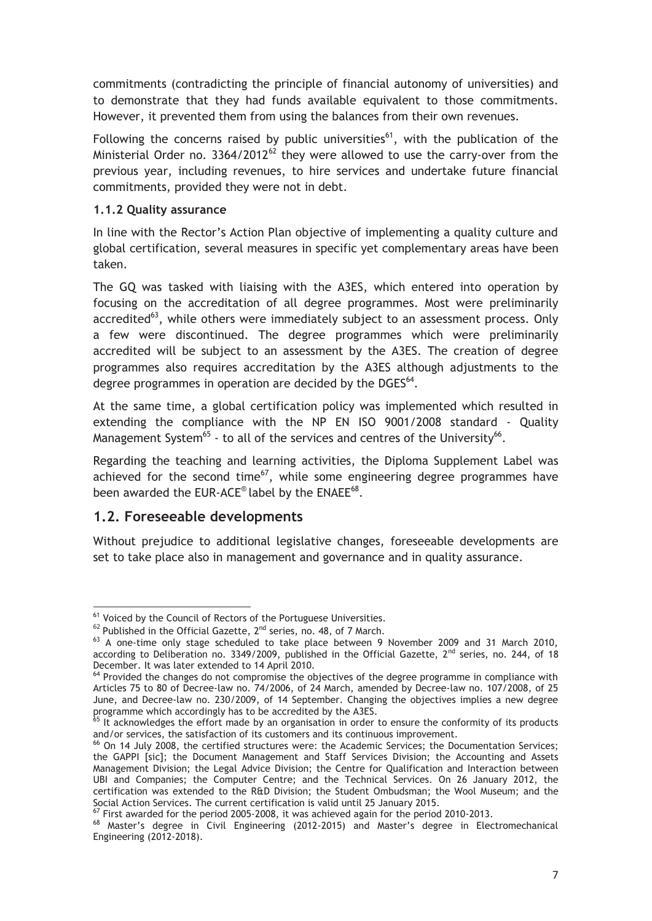commitments (contradicting the principle of financial autonomy of universities) and to demonstrate that they had funds available equivalent to those commitments. However, it prevented them from using the balances from their own revenues.

Following the concerns raised by public universities[61], with the publication of the Ministerial Order no. 3364/2012[62] they were allowed to use the carry-over from the previous year, including revenues, to hire services and undertake future financial commitments, provided they were not in debt.

### 1.1.2 Quality assurance

In line with the Rector's Action Plan objective of implementing a quality culture and global certification, several measures in specific yet complementary areas have been taken.

The GQ was tasked with liaising with the A3ES, which entered into operation by focusing on the accreditation of all degree programmes. Most were preliminarily accredited[63], while others were immediately subject to an assessment process. Only a few were discontinued. The degree programmes which were preliminarily accredited will be subject to an assessment by the A3ES. The creation of degree programmes also requires accreditation by the A3ES although adjustments to the degree programmes in operation are decided by the DGES[64].

At the same time, a global certification policy was implemented which resulted in extending the compliance with the NP EN ISO 9001/2008 standard - Quality Management System[65] - to all of the services and centres of the University[66].

Regarding the teaching and learning activities, the Diploma Supplement Label was achieved for the second time[67], while some engineering degree programmes have been awarded the EUR-ACE® label by the ENAEE[68].

## 1.2. Foreseeable developments

Without prejudice to additional legislative changes, foreseeable developments are set to take place also in management and governance and in quality assurance.

---

[61] Voiced by the Council of Rectors of the Portuguese Universities.

[62] Published in the Official Gazette, 2nd series, no. 48, of 7 March.

[63] A one-time only stage scheduled to take place between 9 November 2009 and 31 March 2010, according to Deliberation no. 3349/2009, published in the Official Gazette, 2nd series, no. 244, of 18 December. It was later extended to 14 April 2010.

[64] Provided the changes do not compromise the objectives of the degree programme in compliance with Articles 75 to 80 of Decree-law no. 74/2006, of 24 March, amended by Decree-law no. 107/2008, of 25 June, and Decree-law no. 230/2009, of 14 September. Changing the objectives implies a new degree programme which accordingly has to be accredited by the A3ES.

[65] It acknowledges the effort made by an organisation in order to ensure the conformity of its products and/or services, the satisfaction of its customers and its continuous improvement.

[66] On 14 July 2008, the certified structures were: the Academic Services; the Documentation Services; the GAPPI [sic]; the Document Management and Staff Services Division; the Accounting and Assets Management Division; the Legal Advice Division; the Centre for Qualification and Interaction between UBI and Companies; the Computer Centre; and the Technical Services. On 26 January 2012, the certification was extended to the R&D Division; the Student Ombudsman; the Wool Museum; and the Social Action Services. The current certification is valid until 25 January 2015.

[67] First awarded for the period 2005-2008, it was achieved again for the period 2010-2013.

[68] Master's degree in Civil Engineering (2012-2015) and Master's degree in Electromechanical Engineering (2012-2018).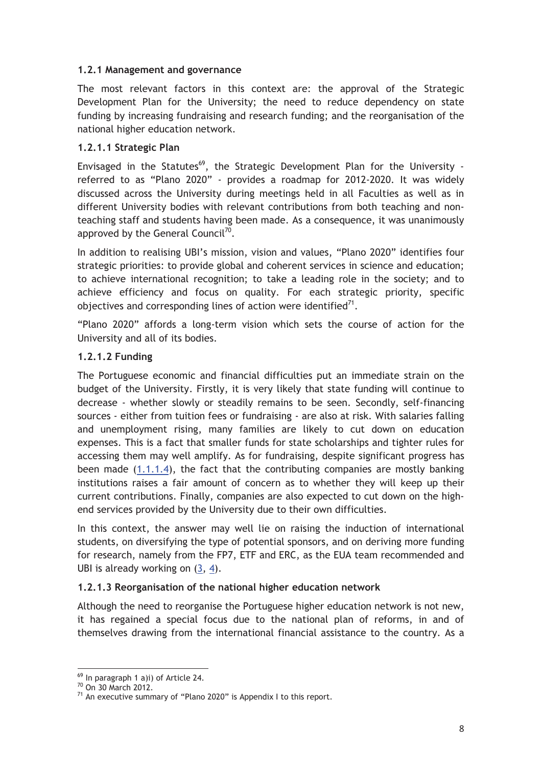### 1.2.1 Management and governance

The most relevant factors in this context are: the approval of the Strategic Development Plan for the University; the need to reduce dependency on state funding by increasing fundraising and research funding; and the reorganisation of the national higher education network.

#### 1.2.1.1 Strategic Plan

Envisaged in the Statutes[69], the Strategic Development Plan for the University - referred to as "Plano 2020" - provides a roadmap for 2012-2020. It was widely discussed across the University during meetings held in all Faculties as well as in different University bodies with relevant contributions from both teaching and non-teaching staff and students having been made. As a consequence, it was unanimously approved by the General Council[70].

In addition to realising UBI's mission, vision and values, "Plano 2020" identifies four strategic priorities: to provide global and coherent services in science and education; to achieve international recognition; to take a leading role in the society; and to achieve efficiency and focus on quality. For each strategic priority, specific objectives and corresponding lines of action were identified[71].

"Plano 2020" affords a long-term vision which sets the course of action for the University and all of its bodies.

#### 1.2.1.2 Funding

The Portuguese economic and financial difficulties put an immediate strain on the budget of the University. Firstly, it is very likely that state funding will continue to decrease - whether slowly or steadily remains to be seen. Secondly, self-financing sources - either from tuition fees or fundraising - are also at risk. With salaries falling and unemployment rising, many families are likely to cut down on education expenses. This is a fact that smaller funds for state scholarships and tighter rules for accessing them may well amplify. As for fundraising, despite significant progress has been made (1.1.1.4), the fact that the contributing companies are mostly banking institutions raises a fair amount of concern as to whether they will keep up their current contributions. Finally, companies are also expected to cut down on the high-end services provided by the University due to their own difficulties.

In this context, the answer may well lie on raising the induction of international students, on diversifying the type of potential sponsors, and on deriving more funding for research, namely from the FP7, ETF and ERC, as the EUA team recommended and UBI is already working on (3, 4).

#### 1.2.1.3 Reorganisation of the national higher education network

Although the need to reorganise the Portuguese higher education network is not new, it has regained a special focus due to the national plan of reforms, in and of themselves drawing from the international financial assistance to the country. As a

[69] In paragraph 1 a)i) of Article 24.

[70] On 30 March 2012.

[71] An executive summary of "Plano 2020" is Appendix I to this report.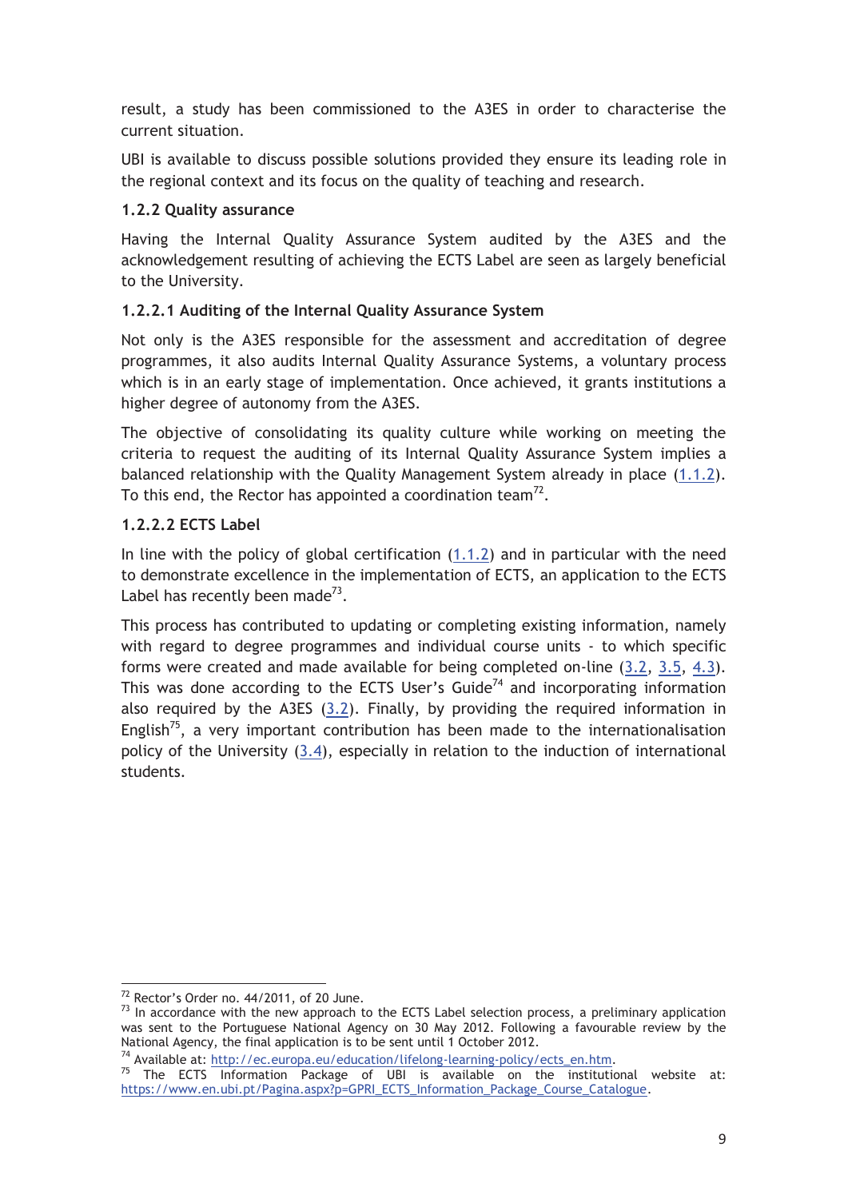result, a study has been commissioned to the A3ES in order to characterise the current situation.

UBI is available to discuss possible solutions provided they ensure its leading role in the regional context and its focus on the quality of teaching and research.

### 1.2.2 Quality assurance

Having the Internal Quality Assurance System audited by the A3ES and the acknowledgement resulting of achieving the ECTS Label are seen as largely beneficial to the University.

#### 1.2.2.1 Auditing of the Internal Quality Assurance System

Not only is the A3ES responsible for the assessment and accreditation of degree programmes, it also audits Internal Quality Assurance Systems, a voluntary process which is in an early stage of implementation. Once achieved, it grants institutions a higher degree of autonomy from the A3ES.

The objective of consolidating its quality culture while working on meeting the criteria to request the auditing of its Internal Quality Assurance System implies a balanced relationship with the Quality Management System already in place (1.1.2). To this end, the Rector has appointed a coordination team[72].

#### 1.2.2.2 ECTS Label

In line with the policy of global certification (1.1.2) and in particular with the need to demonstrate excellence in the implementation of ECTS, an application to the ECTS Label has recently been made[73].

This process has contributed to updating or completing existing information, namely with regard to degree programmes and individual course units - to which specific forms were created and made available for being completed on-line (3.2, 3.5, 4.3). This was done according to the ECTS User's Guide[74] and incorporating information also required by the A3ES (3.2). Finally, by providing the required information in English[75], a very important contribution has been made to the internationalisation policy of the University (3.4), especially in relation to the induction of international students.

---

[72] Rector's Order no. 44/2011, of 20 June.

[73] In accordance with the new approach to the ECTS Label selection process, a preliminary application was sent to the Portuguese National Agency on 30 May 2012. Following a favourable review by the National Agency, the final application is to be sent until 1 October 2012.

[74] Available at: http://ec.europa.eu/education/lifelong-learning-policy/ects_en.htm.

[75] The ECTS Information Package of UBI is available on the institutional website at: https://www.en.ubi.pt/Pagina.aspx?p=GPRI_ECTS_Information_Package_Course_Catalogue.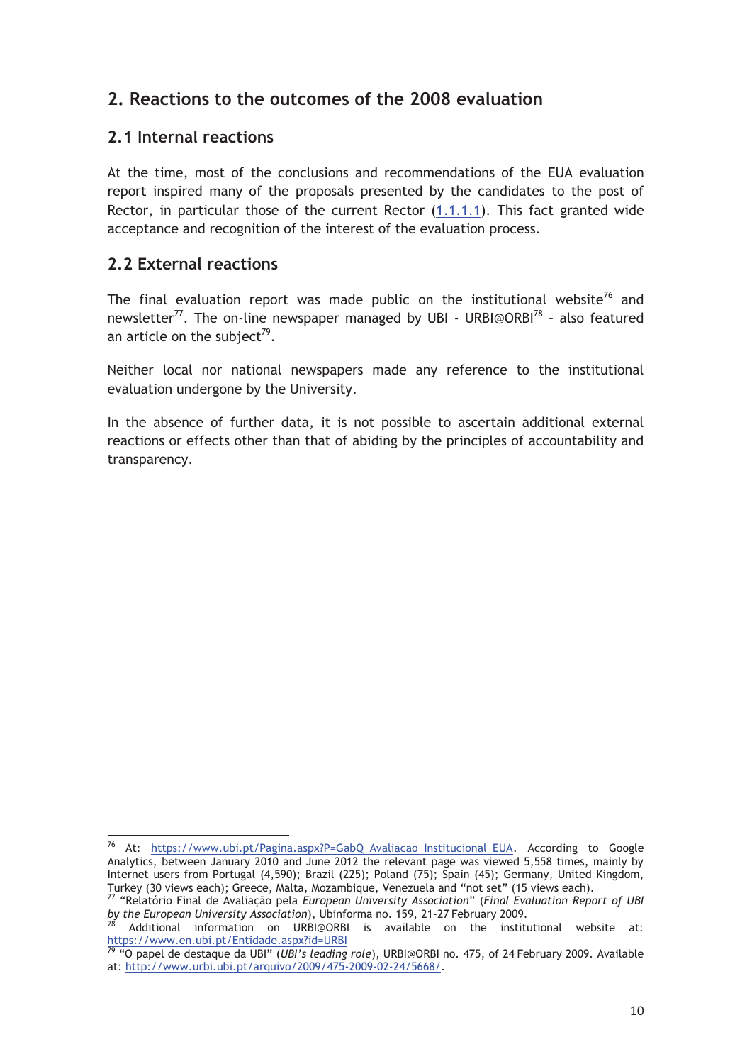## 2. Reactions to the outcomes of the 2008 evaluation

### 2.1 Internal reactions

At the time, most of the conclusions and recommendations of the EUA evaluation report inspired many of the proposals presented by the candidates to the post of Rector, in particular those of the current Rector (1.1.1.1). This fact granted wide acceptance and recognition of the interest of the evaluation process.

### 2.2 External reactions

The final evaluation report was made public on the institutional website[76] and newsletter[77]. The on-line newspaper managed by UBI - URBI@ORBI[78] – also featured an article on the subject[79].

Neither local nor national newspapers made any reference to the institutional evaluation undergone by the University.

In the absence of further data, it is not possible to ascertain additional external reactions or effects other than that of abiding by the principles of accountability and transparency.

---

[76] At: https://www.ubi.pt/Pagina.aspx?P=GabQ_Avaliacao_Institucional_EUA. According to Google Analytics, between January 2010 and June 2012 the relevant page was viewed 5,558 times, mainly by Internet users from Portugal (4,590); Brazil (225); Poland (75); Spain (45); Germany, United Kingdom, Turkey (30 views each); Greece, Malta, Mozambique, Venezuela and "not set" (15 views each).

[77] "Relatório Final de Avaliação pela *European University Association*" (*Final Evaluation Report of UBI by the European University Association*), Ubinforma no. 159, 21-27 February 2009.

[78] Additional information on URBI@ORBI is available on the institutional website at: https://www.en.ubi.pt/Entidade.aspx?id=URBI

[79] "O papel de destaque da UBI" (*UBI's leading role*), URBI@ORBI no. 475, of 24 February 2009. Available at: http://www.urbi.ubi.pt/arquivo/2009/475-2009-02-24/5668/.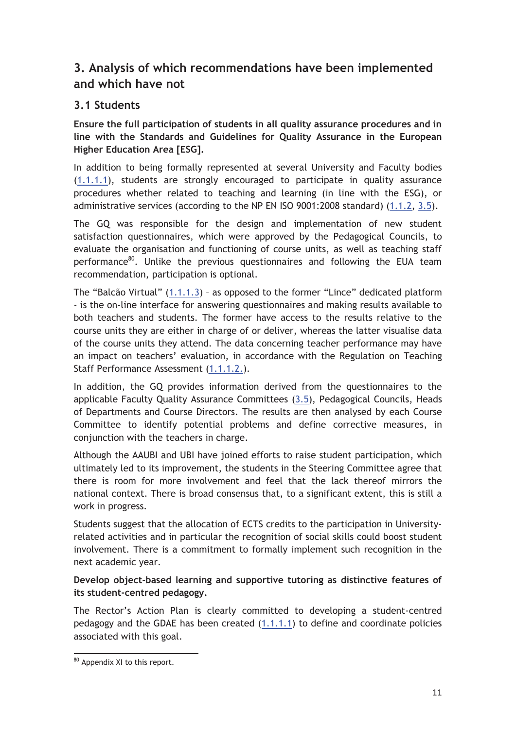## 3. Analysis of which recommendations have been implemented and which have not

### 3.1 Students

**Ensure the full participation of students in all quality assurance procedures and in line with the Standards and Guidelines for Quality Assurance in the European Higher Education Area [ESG].**

In addition to being formally represented at several University and Faculty bodies (1.1.1.1), students are strongly encouraged to participate in quality assurance procedures whether related to teaching and learning (in line with the ESG), or administrative services (according to the NP EN ISO 9001:2008 standard) (1.1.2, 3.5).

The GQ was responsible for the design and implementation of new student satisfaction questionnaires, which were approved by the Pedagogical Councils, to evaluate the organisation and functioning of course units, as well as teaching staff performance[80]. Unlike the previous questionnaires and following the EUA team recommendation, participation is optional.

The "Balcão Virtual" (1.1.1.3) – as opposed to the former "Lince" dedicated platform - is the on-line interface for answering questionnaires and making results available to both teachers and students. The former have access to the results relative to the course units they are either in charge of or deliver, whereas the latter visualise data of the course units they attend. The data concerning teacher performance may have an impact on teachers' evaluation, in accordance with the Regulation on Teaching Staff Performance Assessment (1.1.1.2.).

In addition, the GQ provides information derived from the questionnaires to the applicable Faculty Quality Assurance Committees (3.5), Pedagogical Councils, Heads of Departments and Course Directors. The results are then analysed by each Course Committee to identify potential problems and define corrective measures, in conjunction with the teachers in charge.

Although the AAUBI and UBI have joined efforts to raise student participation, which ultimately led to its improvement, the students in the Steering Committee agree that there is room for more involvement and feel that the lack thereof mirrors the national context. There is broad consensus that, to a significant extent, this is still a work in progress.

Students suggest that the allocation of ECTS credits to the participation in University-related activities and in particular the recognition of social skills could boost student involvement. There is a commitment to formally implement such recognition in the next academic year.

**Develop object-based learning and supportive tutoring as distinctive features of its student-centred pedagogy.**

The Rector's Action Plan is clearly committed to developing a student-centred pedagogy and the GDAE has been created (1.1.1.1) to define and coordinate policies associated with this goal.

---

[80] Appendix XI to this report.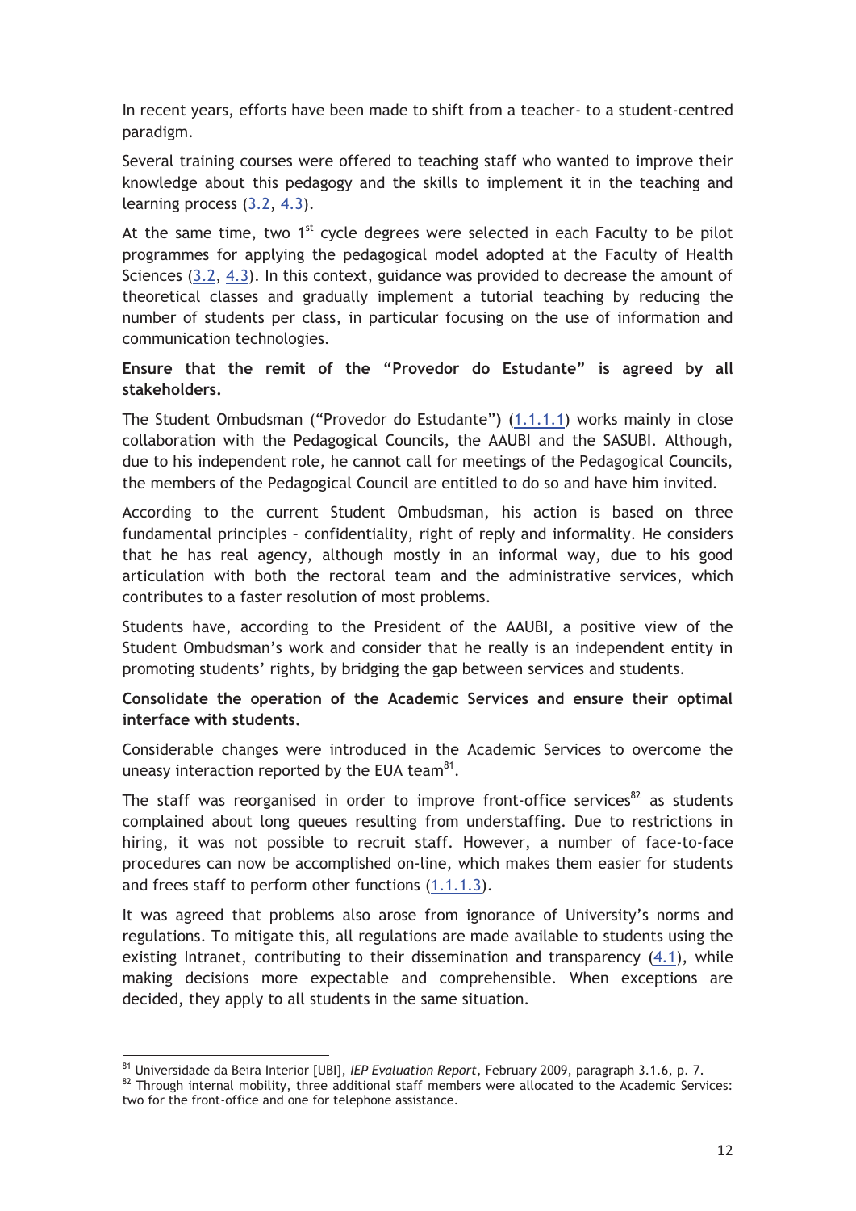In recent years, efforts have been made to shift from a teacher- to a student-centred paradigm.

Several training courses were offered to teaching staff who wanted to improve their knowledge about this pedagogy and the skills to implement it in the teaching and learning process (3.2, 4.3).

At the same time, two 1st cycle degrees were selected in each Faculty to be pilot programmes for applying the pedagogical model adopted at the Faculty of Health Sciences (3.2, 4.3). In this context, guidance was provided to decrease the amount of theoretical classes and gradually implement a tutorial teaching by reducing the number of students per class, in particular focusing on the use of information and communication technologies.

**Ensure that the remit of the "Provedor do Estudante" is agreed by all stakeholders.**

The Student Ombudsman ("Provedor do Estudante") (1.1.1.1) works mainly in close collaboration with the Pedagogical Councils, the AAUBI and the SASUBI. Although, due to his independent role, he cannot call for meetings of the Pedagogical Councils, the members of the Pedagogical Council are entitled to do so and have him invited.

According to the current Student Ombudsman, his action is based on three fundamental principles – confidentiality, right of reply and informality. He considers that he has real agency, although mostly in an informal way, due to his good articulation with both the rectoral team and the administrative services, which contributes to a faster resolution of most problems.

Students have, according to the President of the AAUBI, a positive view of the Student Ombudsman's work and consider that he really is an independent entity in promoting students' rights, by bridging the gap between services and students.

**Consolidate the operation of the Academic Services and ensure their optimal interface with students.**

Considerable changes were introduced in the Academic Services to overcome the uneasy interaction reported by the EUA team[81].

The staff was reorganised in order to improve front-office services[82] as students complained about long queues resulting from understaffing. Due to restrictions in hiring, it was not possible to recruit staff. However, a number of face-to-face procedures can now be accomplished on-line, which makes them easier for students and frees staff to perform other functions (1.1.1.3).

It was agreed that problems also arose from ignorance of University's norms and regulations. To mitigate this, all regulations are made available to students using the existing Intranet, contributing to their dissemination and transparency (4.1), while making decisions more expectable and comprehensible. When exceptions are decided, they apply to all students in the same situation.

---

[81] Universidade da Beira Interior [UBI], *IEP Evaluation Report*, February 2009, paragraph 3.1.6, p. 7.

[82] Through internal mobility, three additional staff members were allocated to the Academic Services: two for the front-office and one for telephone assistance.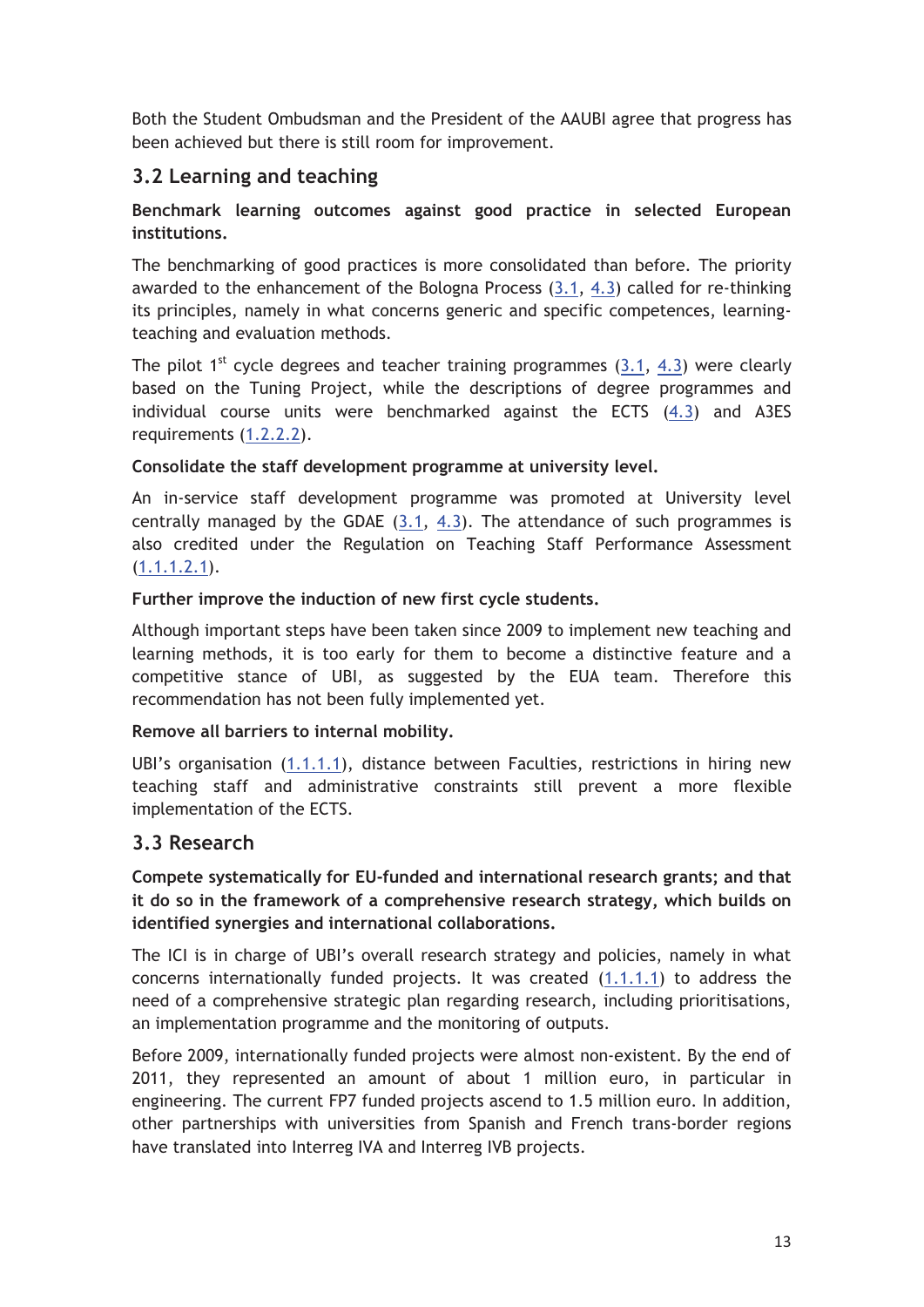Both the Student Ombudsman and the President of the AAUBI agree that progress has been achieved but there is still room for improvement.

## 3.2 Learning and teaching

**Benchmark learning outcomes against good practice in selected European institutions.**

The benchmarking of good practices is more consolidated than before. The priority awarded to the enhancement of the Bologna Process (3.1, 4.3) called for re-thinking its principles, namely in what concerns generic and specific competences, learning-teaching and evaluation methods.

The pilot 1st cycle degrees and teacher training programmes (3.1, 4.3) were clearly based on the Tuning Project, while the descriptions of degree programmes and individual course units were benchmarked against the ECTS (4.3) and A3ES requirements (1.2.2.2).

**Consolidate the staff development programme at university level.**

An in-service staff development programme was promoted at University level centrally managed by the GDAE (3.1, 4.3). The attendance of such programmes is also credited under the Regulation on Teaching Staff Performance Assessment (1.1.1.2.1).

**Further improve the induction of new first cycle students.**

Although important steps have been taken since 2009 to implement new teaching and learning methods, it is too early for them to become a distinctive feature and a competitive stance of UBI, as suggested by the EUA team. Therefore this recommendation has not been fully implemented yet.

**Remove all barriers to internal mobility.**

UBI's organisation (1.1.1.1), distance between Faculties, restrictions in hiring new teaching staff and administrative constraints still prevent a more flexible implementation of the ECTS.

## 3.3 Research

**Compete systematically for EU-funded and international research grants; and that it do so in the framework of a comprehensive research strategy, which builds on identified synergies and international collaborations.**

The ICI is in charge of UBI's overall research strategy and policies, namely in what concerns internationally funded projects. It was created (1.1.1.1) to address the need of a comprehensive strategic plan regarding research, including prioritisations, an implementation programme and the monitoring of outputs.

Before 2009, internationally funded projects were almost non-existent. By the end of 2011, they represented an amount of about 1 million euro, in particular in engineering. The current FP7 funded projects ascend to 1.5 million euro. In addition, other partnerships with universities from Spanish and French trans-border regions have translated into Interreg IVA and Interreg IVB projects.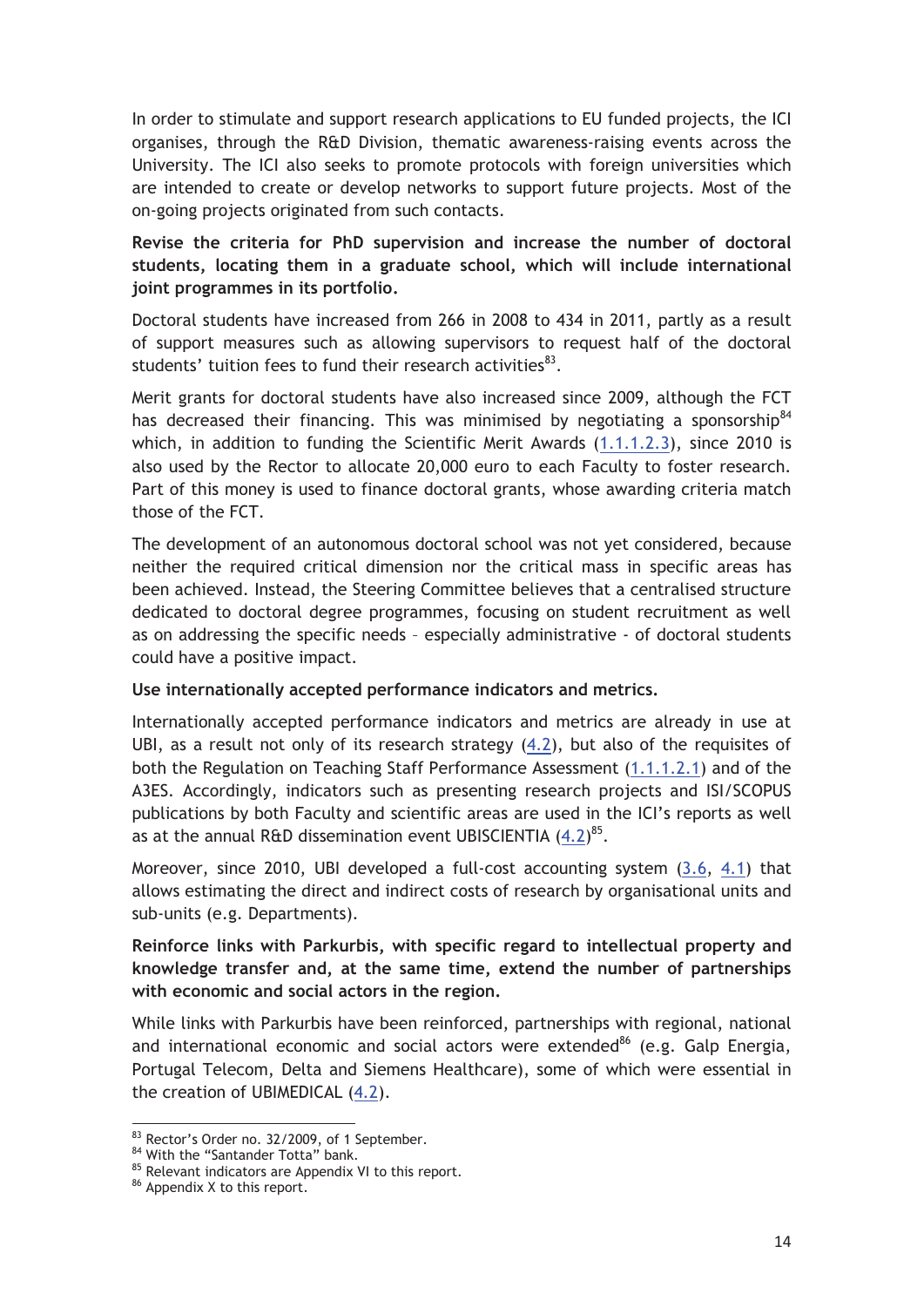In order to stimulate and support research applications to EU funded projects, the ICI organises, through the R&D Division, thematic awareness-raising events across the University. The ICI also seeks to promote protocols with foreign universities which are intended to create or develop networks to support future projects. Most of the on-going projects originated from such contacts.

**Revise the criteria for PhD supervision and increase the number of doctoral students, locating them in a graduate school, which will include international joint programmes in its portfolio.**

Doctoral students have increased from 266 in 2008 to 434 in 2011, partly as a result of support measures such as allowing supervisors to request half of the doctoral students' tuition fees to fund their research activities[83].

Merit grants for doctoral students have also increased since 2009, although the FCT has decreased their financing. This was minimised by negotiating a sponsorship[84] which, in addition to funding the Scientific Merit Awards (1.1.1.2.3), since 2010 is also used by the Rector to allocate 20,000 euro to each Faculty to foster research. Part of this money is used to finance doctoral grants, whose awarding criteria match those of the FCT.

The development of an autonomous doctoral school was not yet considered, because neither the required critical dimension nor the critical mass in specific areas has been achieved. Instead, the Steering Committee believes that a centralised structure dedicated to doctoral degree programmes, focusing on student recruitment as well as on addressing the specific needs – especially administrative - of doctoral students could have a positive impact.

**Use internationally accepted performance indicators and metrics.**

Internationally accepted performance indicators and metrics are already in use at UBI, as a result not only of its research strategy (4.2), but also of the requisites of both the Regulation on Teaching Staff Performance Assessment (1.1.1.2.1) and of the A3ES. Accordingly, indicators such as presenting research projects and ISI/SCOPUS publications by both Faculty and scientific areas are used in the ICI's reports as well as at the annual R&D dissemination event UBISCIENTIA (4.2)[85].

Moreover, since 2010, UBI developed a full-cost accounting system (3.6, 4.1) that allows estimating the direct and indirect costs of research by organisational units and sub-units (e.g. Departments).

**Reinforce links with Parkurbis, with specific regard to intellectual property and knowledge transfer and, at the same time, extend the number of partnerships with economic and social actors in the region.**

While links with Parkurbis have been reinforced, partnerships with regional, national and international economic and social actors were extended[86] (e.g. Galp Energia, Portugal Telecom, Delta and Siemens Healthcare), some of which were essential in the creation of UBIMEDICAL (4.2).

---

[83] Rector's Order no. 32/2009, of 1 September.

[84] With the "Santander Totta" bank.

[85] Relevant indicators are Appendix VI to this report.

[86] Appendix X to this report.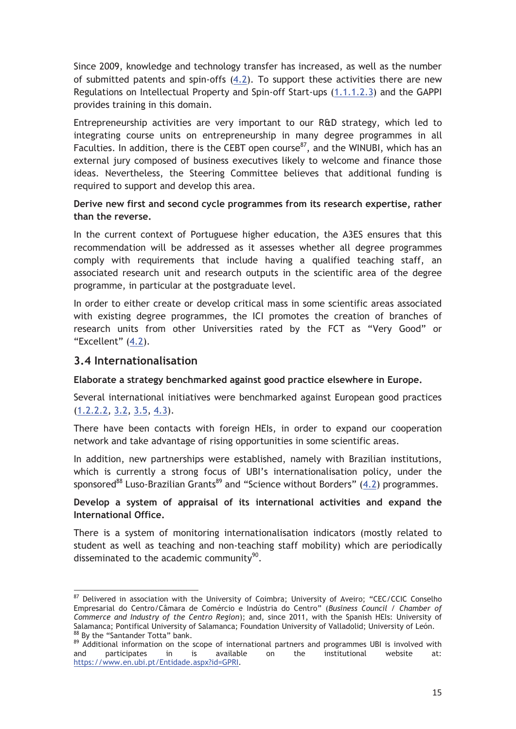Since 2009, knowledge and technology transfer has increased, as well as the number of submitted patents and spin-offs (4.2). To support these activities there are new Regulations on Intellectual Property and Spin-off Start-ups (1.1.1.2.3) and the GAPPI provides training in this domain.

Entrepreneurship activities are very important to our R&D strategy, which led to integrating course units on entrepreneurship in many degree programmes in all Faculties. In addition, there is the CEBT open course[87], and the WINUBI, which has an external jury composed of business executives likely to welcome and finance those ideas. Nevertheless, the Steering Committee believes that additional funding is required to support and develop this area.

**Derive new first and second cycle programmes from its research expertise, rather than the reverse.**

In the current context of Portuguese higher education, the A3ES ensures that this recommendation will be addressed as it assesses whether all degree programmes comply with requirements that include having a qualified teaching staff, an associated research unit and research outputs in the scientific area of the degree programme, in particular at the postgraduate level.

In order to either create or develop critical mass in some scientific areas associated with existing degree programmes, the ICI promotes the creation of branches of research units from other Universities rated by the FCT as "Very Good" or "Excellent" (4.2).

## 3.4 Internationalisation

**Elaborate a strategy benchmarked against good practice elsewhere in Europe.**

Several international initiatives were benchmarked against European good practices (1.2.2.2, 3.2, 3.5, 4.3).

There have been contacts with foreign HEIs, in order to expand our cooperation network and take advantage of rising opportunities in some scientific areas.

In addition, new partnerships were established, namely with Brazilian institutions, which is currently a strong focus of UBI's internationalisation policy, under the sponsored[88] Luso-Brazilian Grants[89] and "Science without Borders" (4.2) programmes.

**Develop a system of appraisal of its international activities and expand the International Office.**

There is a system of monitoring internationalisation indicators (mostly related to student as well as teaching and non-teaching staff mobility) which are periodically disseminated to the academic community[90].

---

[87] Delivered in association with the University of Coimbra; University of Aveiro; "CEC/CCIC Conselho Empresarial do Centro/Câmara de Comércio e Indústria do Centro" (*Business Council / Chamber of Commerce and Industry of the Centro Region*); and, since 2011, with the Spanish HEIs: University of Salamanca; Pontifical University of Salamanca; Foundation University of Valladolid; University of León.

[88] By the "Santander Totta" bank.

[89] Additional information on the scope of international partners and programmes UBI is involved with and participates in is available on the institutional website at: https://www.en.ubi.pt/Entidade.aspx?id=GPRI.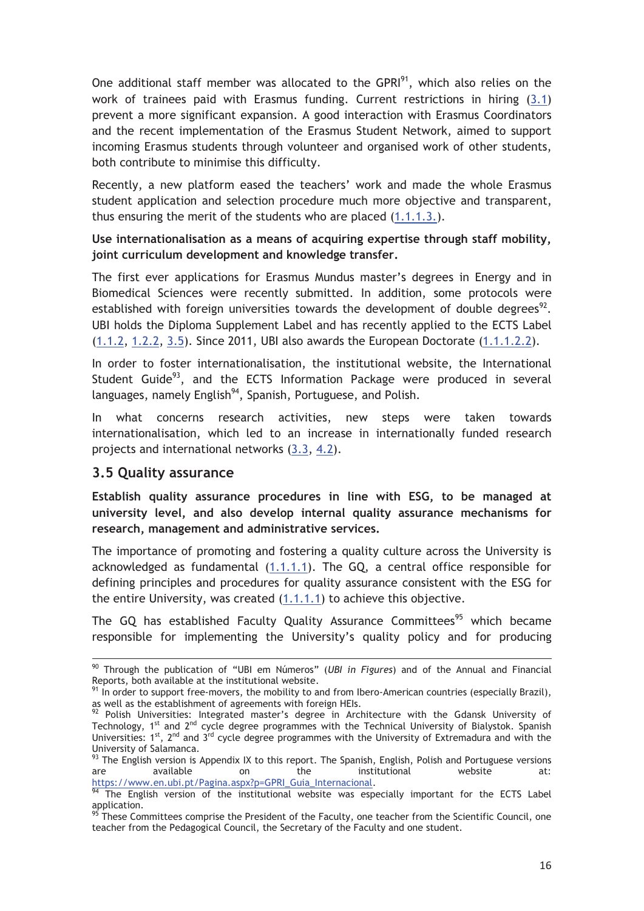One additional staff member was allocated to the GPRI[91], which also relies on the work of trainees paid with Erasmus funding. Current restrictions in hiring (3.1) prevent a more significant expansion. A good interaction with Erasmus Coordinators and the recent implementation of the Erasmus Student Network, aimed to support incoming Erasmus students through volunteer and organised work of other students, both contribute to minimise this difficulty.

Recently, a new platform eased the teachers' work and made the whole Erasmus student application and selection procedure much more objective and transparent, thus ensuring the merit of the students who are placed (1.1.1.3.).

**Use internationalisation as a means of acquiring expertise through staff mobility, joint curriculum development and knowledge transfer.**

The first ever applications for Erasmus Mundus master's degrees in Energy and in Biomedical Sciences were recently submitted. In addition, some protocols were established with foreign universities towards the development of double degrees[92]. UBI holds the Diploma Supplement Label and has recently applied to the ECTS Label (1.1.2, 1.2.2, 3.5). Since 2011, UBI also awards the European Doctorate (1.1.1.2.2).

In order to foster internationalisation, the institutional website, the International Student Guide[93], and the ECTS Information Package were produced in several languages, namely English[94], Spanish, Portuguese, and Polish.

In what concerns research activities, new steps were taken towards internationalisation, which led to an increase in internationally funded research projects and international networks (3.3, 4.2).

## 3.5 Quality assurance

**Establish quality assurance procedures in line with ESG, to be managed at university level, and also develop internal quality assurance mechanisms for research, management and administrative services.**

The importance of promoting and fostering a quality culture across the University is acknowledged as fundamental (1.1.1.1). The GQ, a central office responsible for defining principles and procedures for quality assurance consistent with the ESG for the entire University, was created (1.1.1.1) to achieve this objective.

The GQ has established Faculty Quality Assurance Committees[95] which became responsible for implementing the University's quality policy and for producing

---

[90] Through the publication of "UBI em Números" (*UBI in Figures*) and of the Annual and Financial Reports, both available at the institutional website.

[91] In order to support free-movers, the mobility to and from Ibero-American countries (especially Brazil), as well as the establishment of agreements with foreign HEIs.

[92] Polish Universities: Integrated master's degree in Architecture with the Gdansk University of Technology, 1st and 2nd cycle degree programmes with the Technical University of Bialystok. Spanish Universities: 1st, 2nd and 3rd cycle degree programmes with the University of Extremadura and with the University of Salamanca.

[93] The English version is Appendix IX to this report. The Spanish, English, Polish and Portuguese versions are available on the institutional website at: https://www.en.ubi.pt/Pagina.aspx?p=GPRI_Guia_Internacional.

[94] The English version of the institutional website was especially important for the ECTS Label application.

[95] These Committees comprise the President of the Faculty, one teacher from the Scientific Council, one teacher from the Pedagogical Council, the Secretary of the Faculty and one student.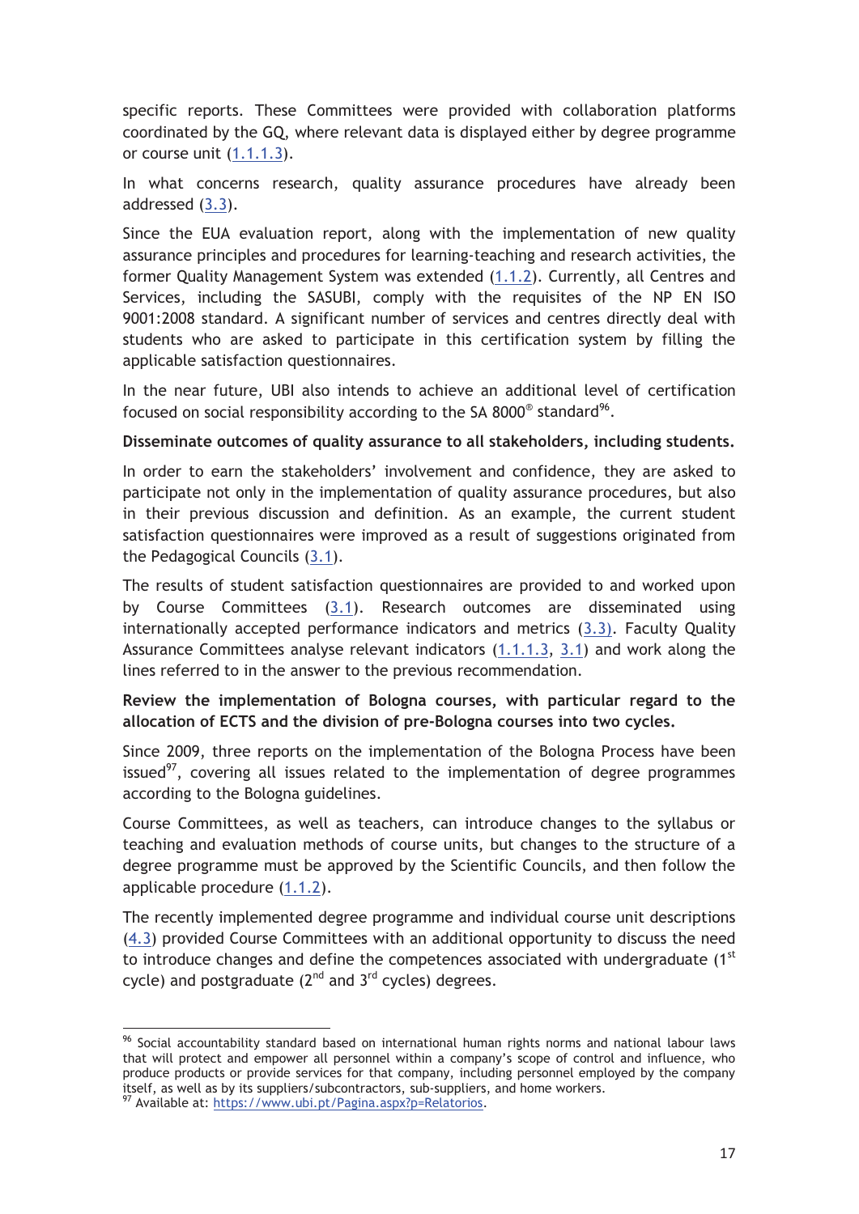specific reports. These Committees were provided with collaboration platforms coordinated by the GQ, where relevant data is displayed either by degree programme or course unit (1.1.1.3).

In what concerns research, quality assurance procedures have already been addressed (3.3).

Since the EUA evaluation report, along with the implementation of new quality assurance principles and procedures for learning-teaching and research activities, the former Quality Management System was extended (1.1.2). Currently, all Centres and Services, including the SASUBI, comply with the requisites of the NP EN ISO 9001:2008 standard. A significant number of services and centres directly deal with students who are asked to participate in this certification system by filling the applicable satisfaction questionnaires.

In the near future, UBI also intends to achieve an additional level of certification focused on social responsibility according to the SA 8000® standard[96].

**Disseminate outcomes of quality assurance to all stakeholders, including students.**

In order to earn the stakeholders' involvement and confidence, they are asked to participate not only in the implementation of quality assurance procedures, but also in their previous discussion and definition. As an example, the current student satisfaction questionnaires were improved as a result of suggestions originated from the Pedagogical Councils (3.1).

The results of student satisfaction questionnaires are provided to and worked upon by Course Committees (3.1). Research outcomes are disseminated using internationally accepted performance indicators and metrics (3.3). Faculty Quality Assurance Committees analyse relevant indicators (1.1.1.3, 3.1) and work along the lines referred to in the answer to the previous recommendation.

**Review the implementation of Bologna courses, with particular regard to the allocation of ECTS and the division of pre-Bologna courses into two cycles.**

Since 2009, three reports on the implementation of the Bologna Process have been issued[97], covering all issues related to the implementation of degree programmes according to the Bologna guidelines.

Course Committees, as well as teachers, can introduce changes to the syllabus or teaching and evaluation methods of course units, but changes to the structure of a degree programme must be approved by the Scientific Councils, and then follow the applicable procedure (1.1.2).

The recently implemented degree programme and individual course unit descriptions (4.3) provided Course Committees with an additional opportunity to discuss the need to introduce changes and define the competences associated with undergraduate (1st cycle) and postgraduate (2nd and 3rd cycles) degrees.

---

[96] Social accountability standard based on international human rights norms and national labour laws that will protect and empower all personnel within a company's scope of control and influence, who produce products or provide services for that company, including personnel employed by the company itself, as well as by its suppliers/subcontractors, sub-suppliers, and home workers.

[97] Available at: https://www.ubi.pt/Pagina.aspx?p=Relatorios.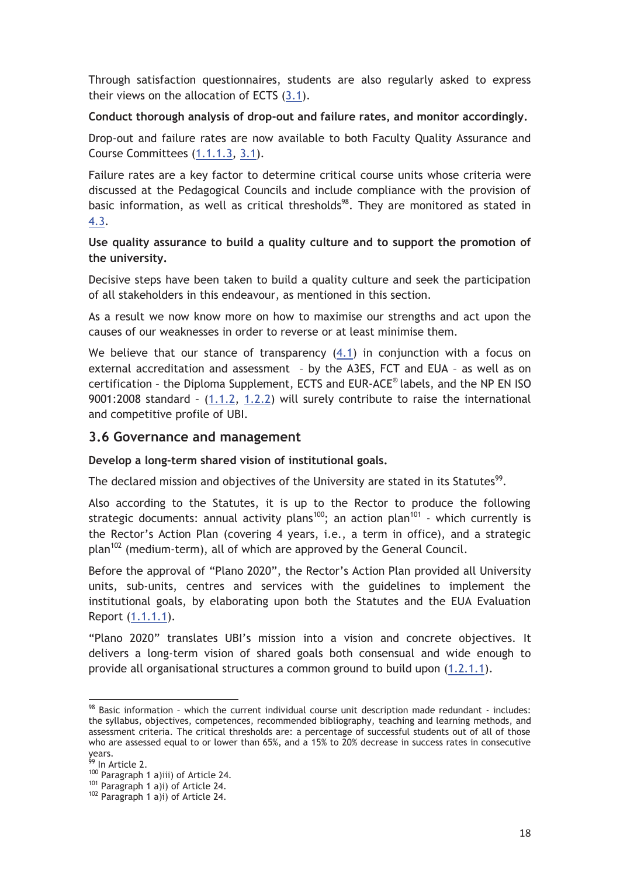Through satisfaction questionnaires, students are also regularly asked to express their views on the allocation of ECTS (3.1).

**Conduct thorough analysis of drop-out and failure rates, and monitor accordingly.**

Drop-out and failure rates are now available to both Faculty Quality Assurance and Course Committees (1.1.1.3, 3.1).

Failure rates are a key factor to determine critical course units whose criteria were discussed at the Pedagogical Councils and include compliance with the provision of basic information, as well as critical thresholds[98]. They are monitored as stated in 4.3.

**Use quality assurance to build a quality culture and to support the promotion of the university.**

Decisive steps have been taken to build a quality culture and seek the participation of all stakeholders in this endeavour, as mentioned in this section.

As a result we now know more on how to maximise our strengths and act upon the causes of our weaknesses in order to reverse or at least minimise them.

We believe that our stance of transparency (4.1) in conjunction with a focus on external accreditation and assessment – by the A3ES, FCT and EUA – as well as on certification – the Diploma Supplement, ECTS and EUR-ACE® labels, and the NP EN ISO 9001:2008 standard – (1.1.2, 1.2.2) will surely contribute to raise the international and competitive profile of UBI.

## 3.6 Governance and management

**Develop a long-term shared vision of institutional goals.**

The declared mission and objectives of the University are stated in its Statutes[99].

Also according to the Statutes, it is up to the Rector to produce the following strategic documents: annual activity plans[100]; an action plan[101] - which currently is the Rector's Action Plan (covering 4 years, i.e., a term in office), and a strategic plan[102] (medium-term), all of which are approved by the General Council.

Before the approval of "Plano 2020", the Rector's Action Plan provided all University units, sub-units, centres and services with the guidelines to implement the institutional goals, by elaborating upon both the Statutes and the EUA Evaluation Report (1.1.1.1).

"Plano 2020" translates UBI's mission into a vision and concrete objectives. It delivers a long-term vision of shared goals both consensual and wide enough to provide all organisational structures a common ground to build upon (1.2.1.1).

---

[98] Basic information – which the current individual course unit description made redundant - includes: the syllabus, objectives, competences, recommended bibliography, teaching and learning methods, and assessment criteria. The critical thresholds are: a percentage of successful students out of all of those who are assessed equal to or lower than 65%, and a 15% to 20% decrease in success rates in consecutive years.

[99] In Article 2.

[100] Paragraph 1 a)iii) of Article 24.

[101] Paragraph 1 a)i) of Article 24.

[102] Paragraph 1 a)i) of Article 24.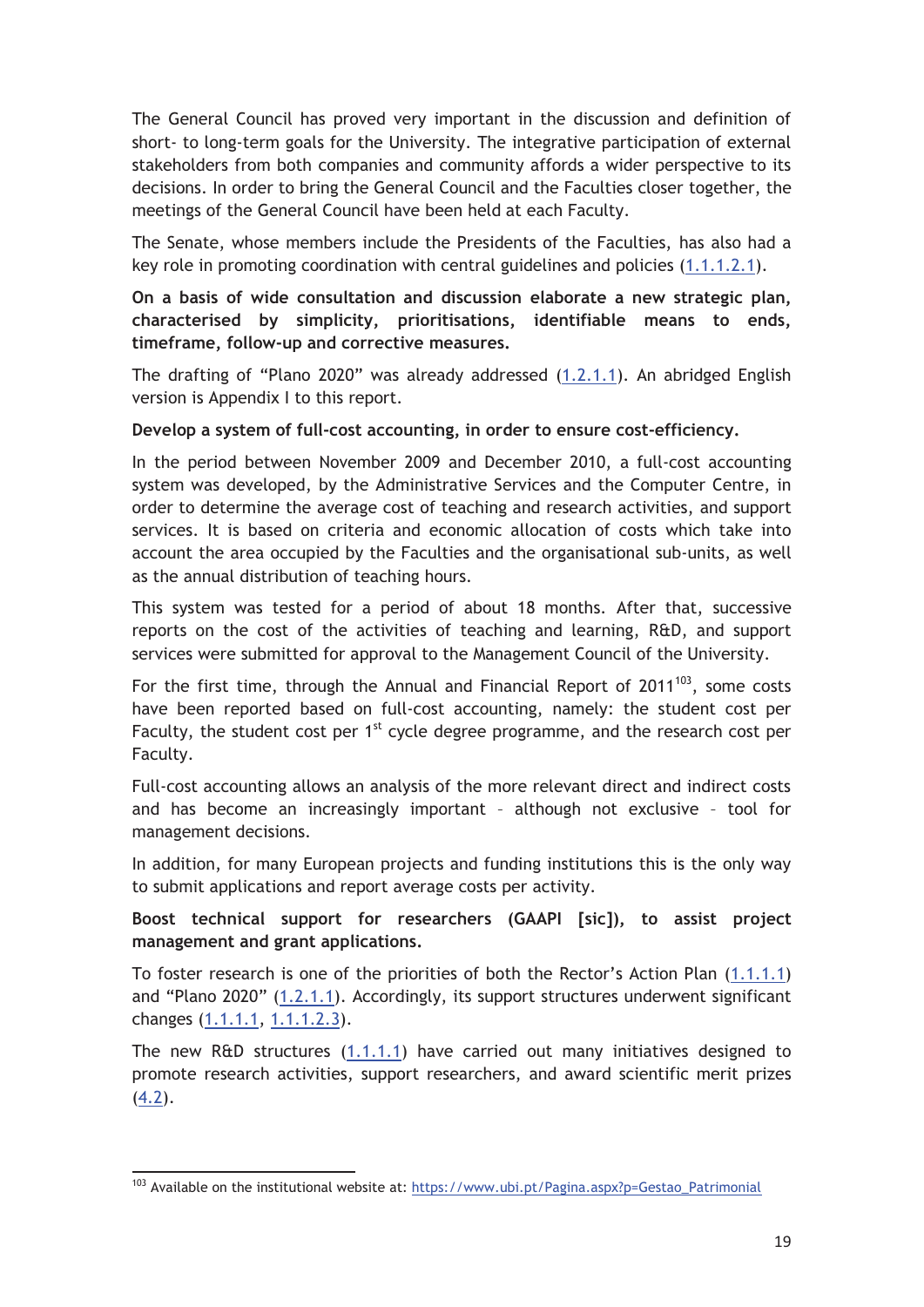The General Council has proved very important in the discussion and definition of short- to long-term goals for the University. The integrative participation of external stakeholders from both companies and community affords a wider perspective to its decisions. In order to bring the General Council and the Faculties closer together, the meetings of the General Council have been held at each Faculty.

The Senate, whose members include the Presidents of the Faculties, has also had a key role in promoting coordination with central guidelines and policies (1.1.1.2.1).

**On a basis of wide consultation and discussion elaborate a new strategic plan, characterised by simplicity, prioritisations, identifiable means to ends, timeframe, follow-up and corrective measures.**

The drafting of "Plano 2020" was already addressed (1.2.1.1). An abridged English version is Appendix I to this report.

**Develop a system of full-cost accounting, in order to ensure cost-efficiency.**

In the period between November 2009 and December 2010, a full-cost accounting system was developed, by the Administrative Services and the Computer Centre, in order to determine the average cost of teaching and research activities, and support services. It is based on criteria and economic allocation of costs which take into account the area occupied by the Faculties and the organisational sub-units, as well as the annual distribution of teaching hours.

This system was tested for a period of about 18 months. After that, successive reports on the cost of the activities of teaching and learning, R&D, and support services were submitted for approval to the Management Council of the University.

For the first time, through the Annual and Financial Report of 2011[103], some costs have been reported based on full-cost accounting, namely: the student cost per Faculty, the student cost per 1st cycle degree programme, and the research cost per Faculty.

Full-cost accounting allows an analysis of the more relevant direct and indirect costs and has become an increasingly important – although not exclusive – tool for management decisions.

In addition, for many European projects and funding institutions this is the only way to submit applications and report average costs per activity.

**Boost technical support for researchers (GAAPI [sic]), to assist project management and grant applications.**

To foster research is one of the priorities of both the Rector's Action Plan (1.1.1.1) and "Plano 2020" (1.2.1.1). Accordingly, its support structures underwent significant changes (1.1.1.1, 1.1.1.2.3).

The new R&D structures (1.1.1.1) have carried out many initiatives designed to promote research activities, support researchers, and award scientific merit prizes (4.2).

[103] Available on the institutional website at: https://www.ubi.pt/Pagina.aspx?p=Gestao_Patrimonial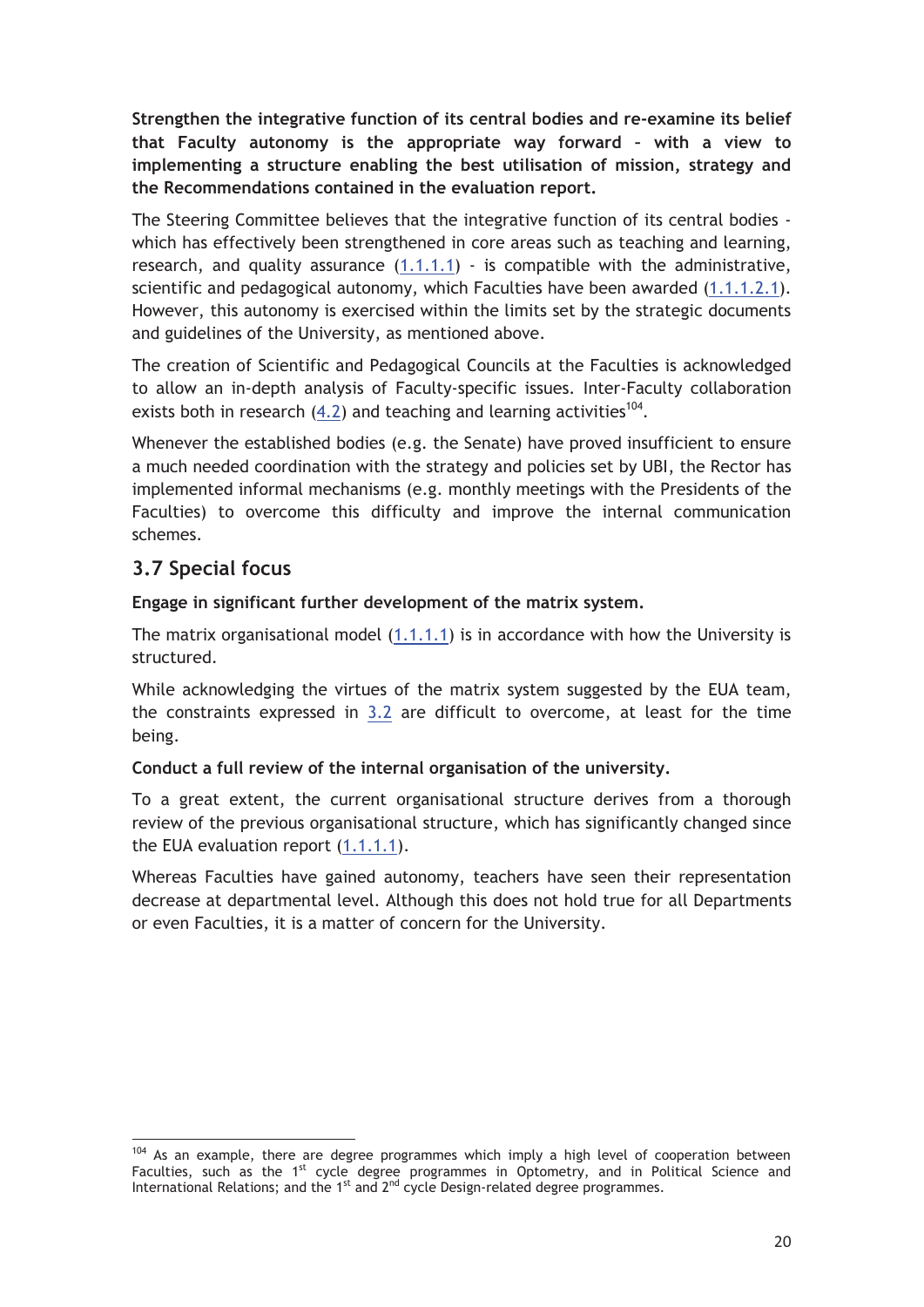**Strengthen the integrative function of its central bodies and re-examine its belief that Faculty autonomy is the appropriate way forward – with a view to implementing a structure enabling the best utilisation of mission, strategy and the Recommendations contained in the evaluation report.**

The Steering Committee believes that the integrative function of its central bodies - which has effectively been strengthened in core areas such as teaching and learning, research, and quality assurance (1.1.1.1) - is compatible with the administrative, scientific and pedagogical autonomy, which Faculties have been awarded (1.1.1.2.1). However, this autonomy is exercised within the limits set by the strategic documents and guidelines of the University, as mentioned above.

The creation of Scientific and Pedagogical Councils at the Faculties is acknowledged to allow an in-depth analysis of Faculty-specific issues. Inter-Faculty collaboration exists both in research (4.2) and teaching and learning activities[104].

Whenever the established bodies (e.g. the Senate) have proved insufficient to ensure a much needed coordination with the strategy and policies set by UBI, the Rector has implemented informal mechanisms (e.g. monthly meetings with the Presidents of the Faculties) to overcome this difficulty and improve the internal communication schemes.

## 3.7 Special focus

**Engage in significant further development of the matrix system.**

The matrix organisational model (1.1.1.1) is in accordance with how the University is structured.

While acknowledging the virtues of the matrix system suggested by the EUA team, the constraints expressed in 3.2 are difficult to overcome, at least for the time being.

**Conduct a full review of the internal organisation of the university.**

To a great extent, the current organisational structure derives from a thorough review of the previous organisational structure, which has significantly changed since the EUA evaluation report (1.1.1.1).

Whereas Faculties have gained autonomy, teachers have seen their representation decrease at departmental level. Although this does not hold true for all Departments or even Faculties, it is a matter of concern for the University.

---

[104] As an example, there are degree programmes which imply a high level of cooperation between Faculties, such as the 1st cycle degree programmes in Optometry, and in Political Science and International Relations; and the 1st and 2nd cycle Design-related degree programmes.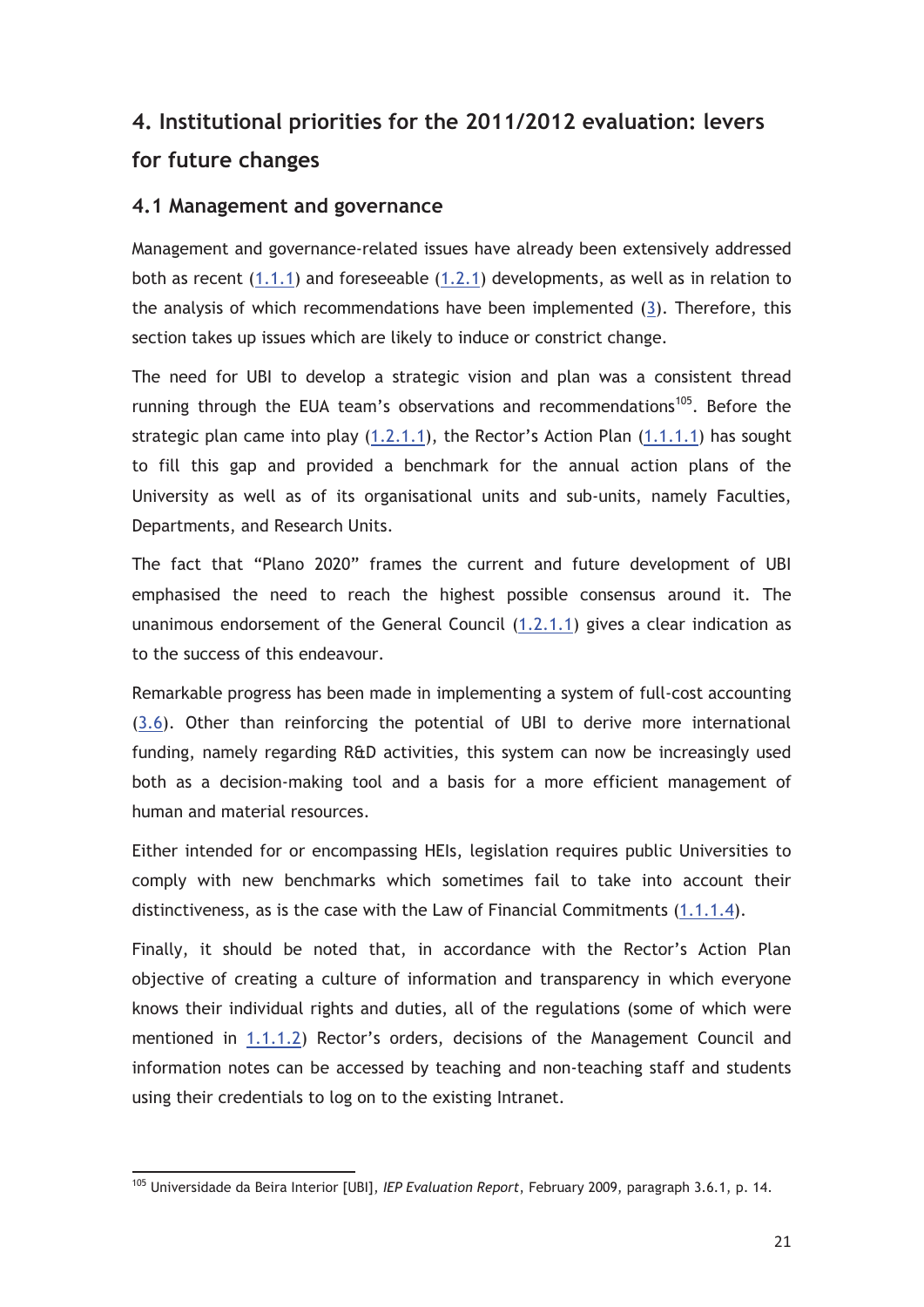# 4. Institutional priorities for the 2011/2012 evaluation: levers for future changes

## 4.1 Management and governance

Management and governance-related issues have already been extensively addressed both as recent (1.1.1) and foreseeable (1.2.1) developments, as well as in relation to the analysis of which recommendations have been implemented (3). Therefore, this section takes up issues which are likely to induce or constrict change.

The need for UBI to develop a strategic vision and plan was a consistent thread running through the EUA team's observations and recommendations[105]. Before the strategic plan came into play (1.2.1.1), the Rector's Action Plan (1.1.1.1) has sought to fill this gap and provided a benchmark for the annual action plans of the University as well as of its organisational units and sub-units, namely Faculties, Departments, and Research Units.

The fact that "Plano 2020" frames the current and future development of UBI emphasised the need to reach the highest possible consensus around it. The unanimous endorsement of the General Council (1.2.1.1) gives a clear indication as to the success of this endeavour.

Remarkable progress has been made in implementing a system of full-cost accounting (3.6). Other than reinforcing the potential of UBI to derive more international funding, namely regarding R&D activities, this system can now be increasingly used both as a decision-making tool and a basis for a more efficient management of human and material resources.

Either intended for or encompassing HEIs, legislation requires public Universities to comply with new benchmarks which sometimes fail to take into account their distinctiveness, as is the case with the Law of Financial Commitments (1.1.1.4).

Finally, it should be noted that, in accordance with the Rector's Action Plan objective of creating a culture of information and transparency in which everyone knows their individual rights and duties, all of the regulations (some of which were mentioned in 1.1.1.2) Rector's orders, decisions of the Management Council and information notes can be accessed by teaching and non-teaching staff and students using their credentials to log on to the existing Intranet.

---

[105] Universidade da Beira Interior [UBI], *IEP Evaluation Report*, February 2009, paragraph 3.6.1, p. 14.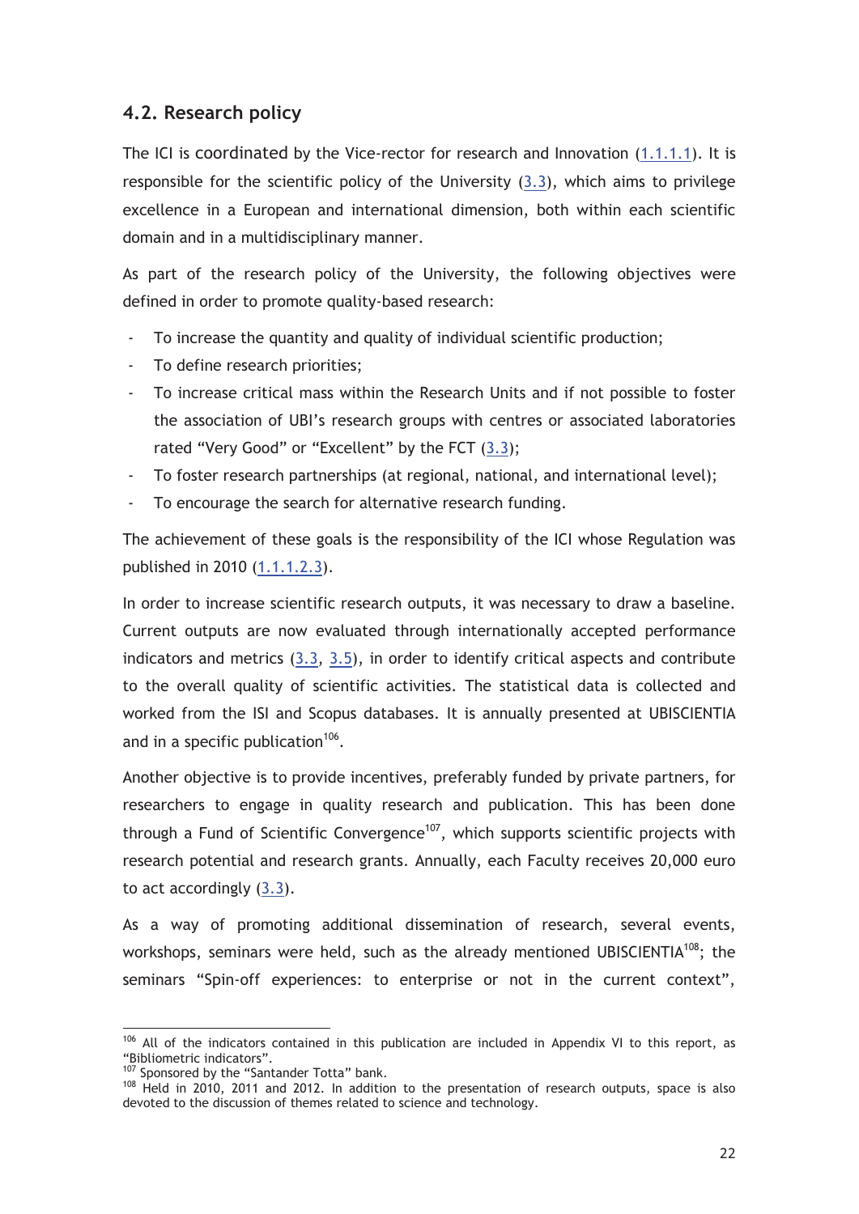## 4.2. Research policy

The ICI is coordinated by the Vice-rector for research and Innovation (1.1.1.1). It is responsible for the scientific policy of the University (3.3), which aims to privilege excellence in a European and international dimension, both within each scientific domain and in a multidisciplinary manner.

As part of the research policy of the University, the following objectives were defined in order to promote quality-based research:

- To increase the quantity and quality of individual scientific production;
- To define research priorities;
- To increase critical mass within the Research Units and if not possible to foster the association of UBI's research groups with centres or associated laboratories rated "Very Good" or "Excellent" by the FCT (3.3);
- To foster research partnerships (at regional, national, and international level);
- To encourage the search for alternative research funding.

The achievement of these goals is the responsibility of the ICI whose Regulation was published in 2010 (1.1.1.2.3).

In order to increase scientific research outputs, it was necessary to draw a baseline. Current outputs are now evaluated through internationally accepted performance indicators and metrics (3.3, 3.5), in order to identify critical aspects and contribute to the overall quality of scientific activities. The statistical data is collected and worked from the ISI and Scopus databases. It is annually presented at UBISCIENTIA and in a specific publication[106].

Another objective is to provide incentives, preferably funded by private partners, for researchers to engage in quality research and publication. This has been done through a Fund of Scientific Convergence[107], which supports scientific projects with research potential and research grants. Annually, each Faculty receives 20,000 euro to act accordingly (3.3).

As a way of promoting additional dissemination of research, several events, workshops, seminars were held, such as the already mentioned UBISCIENTIA[108]; the seminars "Spin-off experiences: to enterprise or not in the current context",

---

[106] All of the indicators contained in this publication are included in Appendix VI to this report, as "Bibliometric indicators".

[107] Sponsored by the "Santander Totta" bank.

[108] Held in 2010, 2011 and 2012. In addition to the presentation of research outputs, space is also devoted to the discussion of themes related to science and technology.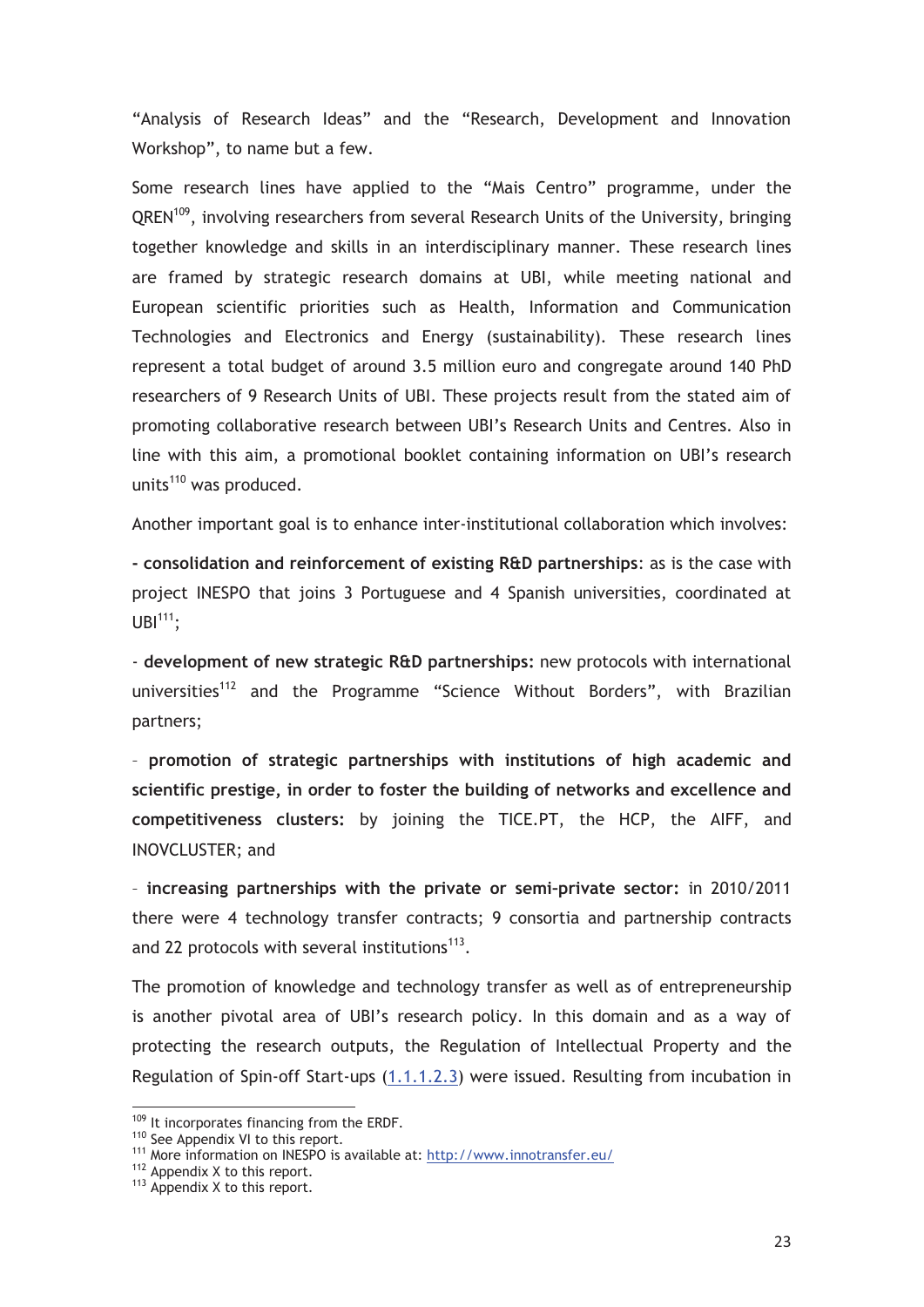"Analysis of Research Ideas" and the "Research, Development and Innovation Workshop", to name but a few.

Some research lines have applied to the "Mais Centro" programme, under the QREN[109], involving researchers from several Research Units of the University, bringing together knowledge and skills in an interdisciplinary manner. These research lines are framed by strategic research domains at UBI, while meeting national and European scientific priorities such as Health, Information and Communication Technologies and Electronics and Energy (sustainability). These research lines represent a total budget of around 3.5 million euro and congregate around 140 PhD researchers of 9 Research Units of UBI. These projects result from the stated aim of promoting collaborative research between UBI's Research Units and Centres. Also in line with this aim, a promotional booklet containing information on UBI's research units[110] was produced.

Another important goal is to enhance inter-institutional collaboration which involves:

- **consolidation and reinforcement of existing R&D partnerships**: as is the case with project INESPO that joins 3 Portuguese and 4 Spanish universities, coordinated at UBI[111];

- **development of new strategic R&D partnerships:** new protocols with international universities[112] and the Programme "Science Without Borders", with Brazilian partners;

– **promotion of strategic partnerships with institutions of high academic and scientific prestige, in order to foster the building of networks and excellence and competitiveness clusters:** by joining the TICE.PT, the HCP, the AIFF, and INOVCLUSTER; and

– **increasing partnerships with the private or semi-private sector:** in 2010/2011 there were 4 technology transfer contracts; 9 consortia and partnership contracts and 22 protocols with several institutions[113].

The promotion of knowledge and technology transfer as well as of entrepreneurship is another pivotal area of UBI's research policy. In this domain and as a way of protecting the research outputs, the Regulation of Intellectual Property and the Regulation of Spin-off Start-ups (1.1.1.2.3) were issued. Resulting from incubation in

---

[109] It incorporates financing from the ERDF.

[110] See Appendix VI to this report.

[111] More information on INESPO is available at: http://www.innotransfer.eu/

[112] Appendix X to this report.

[113] Appendix X to this report.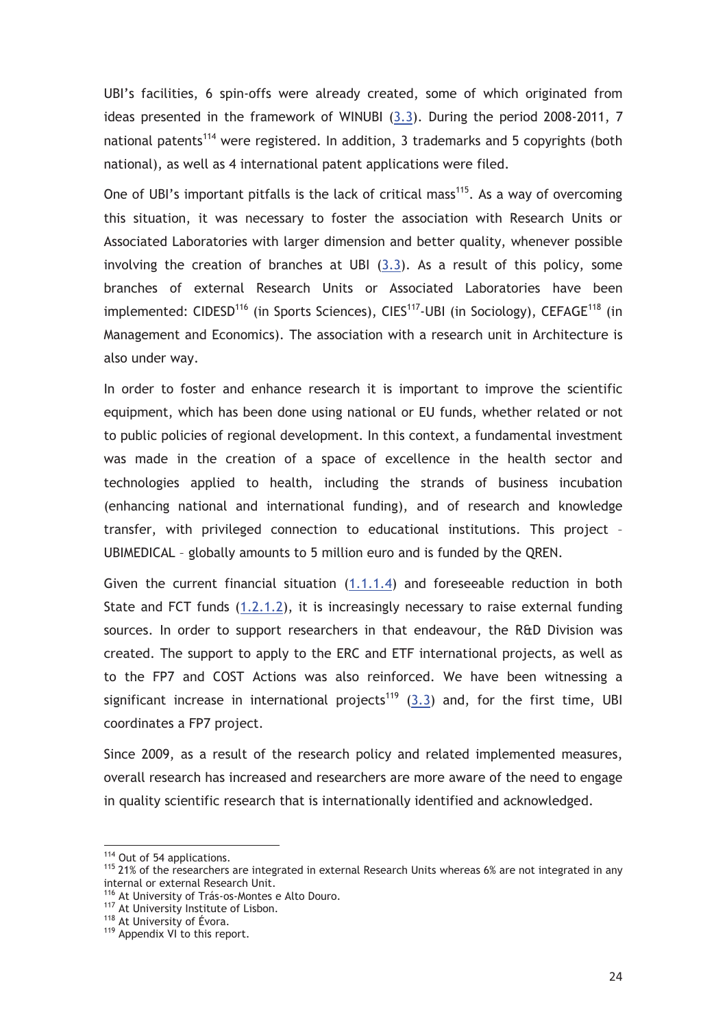UBI's facilities, 6 spin-offs were already created, some of which originated from ideas presented in the framework of WINUBI (3.3). During the period 2008-2011, 7 national patents[114] were registered. In addition, 3 trademarks and 5 copyrights (both national), as well as 4 international patent applications were filed.

One of UBI's important pitfalls is the lack of critical mass[115]. As a way of overcoming this situation, it was necessary to foster the association with Research Units or Associated Laboratories with larger dimension and better quality, whenever possible involving the creation of branches at UBI (3.3). As a result of this policy, some branches of external Research Units or Associated Laboratories have been implemented: CIDESD[116] (in Sports Sciences), CIES[117]-UBI (in Sociology), CEFAGE[118] (in Management and Economics). The association with a research unit in Architecture is also under way.

In order to foster and enhance research it is important to improve the scientific equipment, which has been done using national or EU funds, whether related or not to public policies of regional development. In this context, a fundamental investment was made in the creation of a space of excellence in the health sector and technologies applied to health, including the strands of business incubation (enhancing national and international funding), and of research and knowledge transfer, with privileged connection to educational institutions. This project – UBIMEDICAL – globally amounts to 5 million euro and is funded by the QREN.

Given the current financial situation (1.1.1.4) and foreseeable reduction in both State and FCT funds (1.2.1.2), it is increasingly necessary to raise external funding sources. In order to support researchers in that endeavour, the R&D Division was created. The support to apply to the ERC and ETF international projects, as well as to the FP7 and COST Actions was also reinforced. We have been witnessing a significant increase in international projects[119] (3.3) and, for the first time, UBI coordinates a FP7 project.

Since 2009, as a result of the research policy and related implemented measures, overall research has increased and researchers are more aware of the need to engage in quality scientific research that is internationally identified and acknowledged.

---

[114] Out of 54 applications.

[115] 21% of the researchers are integrated in external Research Units whereas 6% are not integrated in any internal or external Research Unit.

[116] At University of Trás-os-Montes e Alto Douro.

[117] At University Institute of Lisbon.

[118] At University of Évora.

[119] Appendix VI to this report.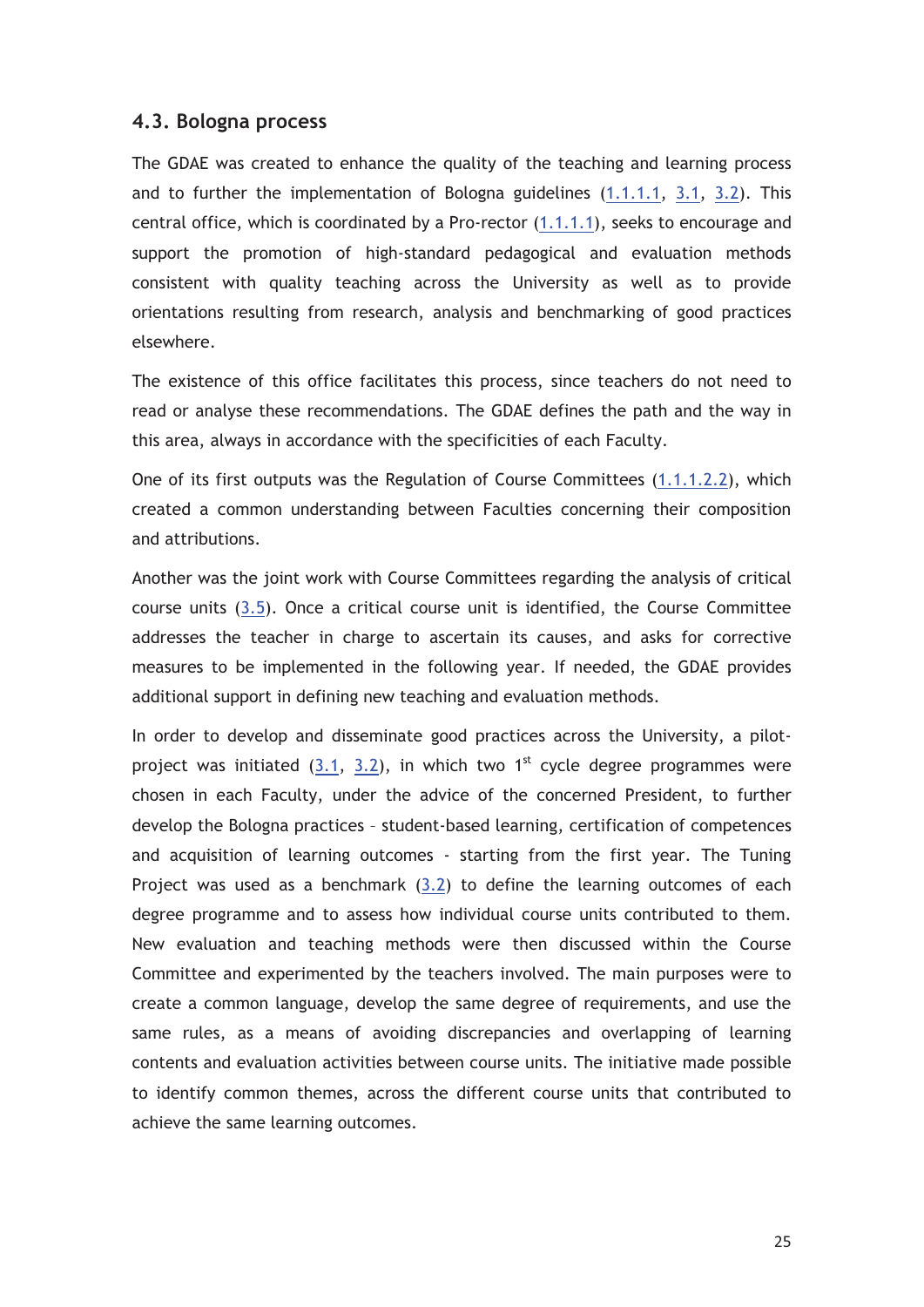## 4.3. Bologna process

The GDAE was created to enhance the quality of the teaching and learning process and to further the implementation of Bologna guidelines (1.1.1.1, 3.1, 3.2). This central office, which is coordinated by a Pro-rector (1.1.1.1), seeks to encourage and support the promotion of high-standard pedagogical and evaluation methods consistent with quality teaching across the University as well as to provide orientations resulting from research, analysis and benchmarking of good practices elsewhere.

The existence of this office facilitates this process, since teachers do not need to read or analyse these recommendations. The GDAE defines the path and the way in this area, always in accordance with the specificities of each Faculty.

One of its first outputs was the Regulation of Course Committees (1.1.1.2.2), which created a common understanding between Faculties concerning their composition and attributions.

Another was the joint work with Course Committees regarding the analysis of critical course units (3.5). Once a critical course unit is identified, the Course Committee addresses the teacher in charge to ascertain its causes, and asks for corrective measures to be implemented in the following year. If needed, the GDAE provides additional support in defining new teaching and evaluation methods.

In order to develop and disseminate good practices across the University, a pilot-project was initiated (3.1, 3.2), in which two 1st cycle degree programmes were chosen in each Faculty, under the advice of the concerned President, to further develop the Bologna practices – student-based learning, certification of competences and acquisition of learning outcomes - starting from the first year. The Tuning Project was used as a benchmark (3.2) to define the learning outcomes of each degree programme and to assess how individual course units contributed to them. New evaluation and teaching methods were then discussed within the Course Committee and experimented by the teachers involved. The main purposes were to create a common language, develop the same degree of requirements, and use the same rules, as a means of avoiding discrepancies and overlapping of learning contents and evaluation activities between course units. The initiative made possible to identify common themes, across the different course units that contributed to achieve the same learning outcomes.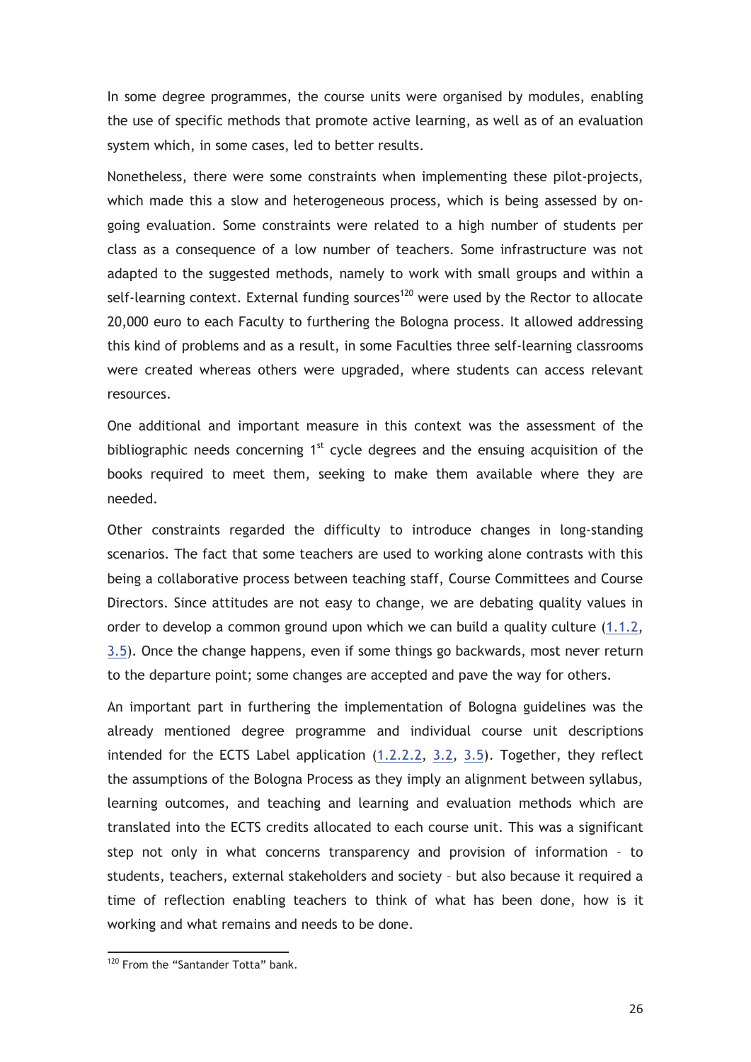In some degree programmes, the course units were organised by modules, enabling the use of specific methods that promote active learning, as well as of an evaluation system which, in some cases, led to better results.

Nonetheless, there were some constraints when implementing these pilot-projects, which made this a slow and heterogeneous process, which is being assessed by on-going evaluation. Some constraints were related to a high number of students per class as a consequence of a low number of teachers. Some infrastructure was not adapted to the suggested methods, namely to work with small groups and within a self-learning context. External funding sources[120] were used by the Rector to allocate 20,000 euro to each Faculty to furthering the Bologna process. It allowed addressing this kind of problems and as a result, in some Faculties three self-learning classrooms were created whereas others were upgraded, where students can access relevant resources.

One additional and important measure in this context was the assessment of the bibliographic needs concerning 1st cycle degrees and the ensuing acquisition of the books required to meet them, seeking to make them available where they are needed.

Other constraints regarded the difficulty to introduce changes in long-standing scenarios. The fact that some teachers are used to working alone contrasts with this being a collaborative process between teaching staff, Course Committees and Course Directors. Since attitudes are not easy to change, we are debating quality values in order to develop a common ground upon which we can build a quality culture (1.1.2, 3.5). Once the change happens, even if some things go backwards, most never return to the departure point; some changes are accepted and pave the way for others.

An important part in furthering the implementation of Bologna guidelines was the already mentioned degree programme and individual course unit descriptions intended for the ECTS Label application (1.2.2.2, 3.2, 3.5). Together, they reflect the assumptions of the Bologna Process as they imply an alignment between syllabus, learning outcomes, and teaching and learning and evaluation methods which are translated into the ECTS credits allocated to each course unit. This was a significant step not only in what concerns transparency and provision of information – to students, teachers, external stakeholders and society – but also because it required a time of reflection enabling teachers to think of what has been done, how is it working and what remains and needs to be done.

[120] From the "Santander Totta" bank.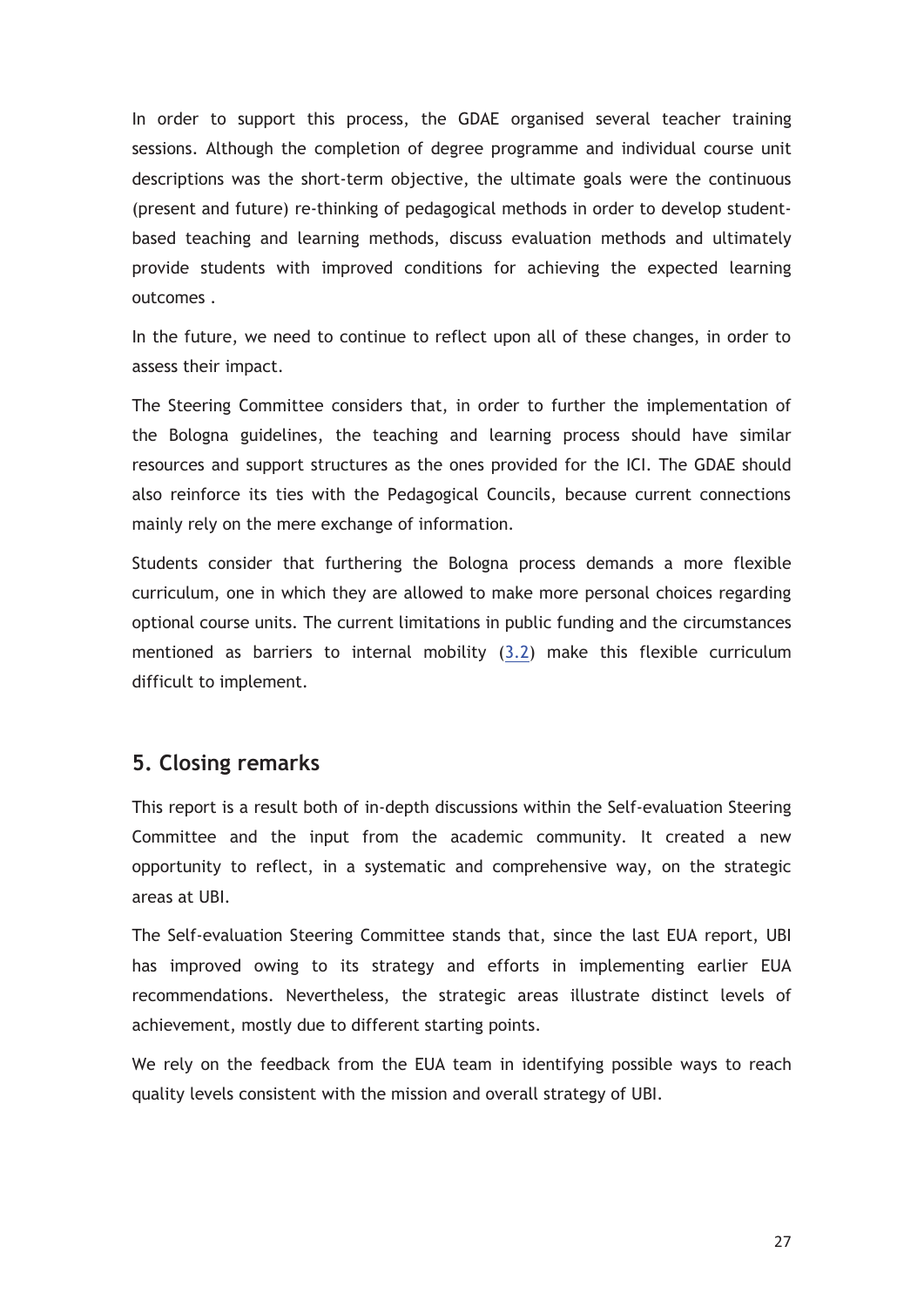In order to support this process, the GDAE organised several teacher training sessions. Although the completion of degree programme and individual course unit descriptions was the short-term objective, the ultimate goals were the continuous (present and future) re-thinking of pedagogical methods in order to develop student-based teaching and learning methods, discuss evaluation methods and ultimately provide students with improved conditions for achieving the expected learning outcomes .

In the future, we need to continue to reflect upon all of these changes, in order to assess their impact.

The Steering Committee considers that, in order to further the implementation of the Bologna guidelines, the teaching and learning process should have similar resources and support structures as the ones provided for the ICI. The GDAE should also reinforce its ties with the Pedagogical Councils, because current connections mainly rely on the mere exchange of information.

Students consider that furthering the Bologna process demands a more flexible curriculum, one in which they are allowed to make more personal choices regarding optional course units. The current limitations in public funding and the circumstances mentioned as barriers to internal mobility (3.2) make this flexible curriculum difficult to implement.

## 5. Closing remarks

This report is a result both of in-depth discussions within the Self-evaluation Steering Committee and the input from the academic community. It created a new opportunity to reflect, in a systematic and comprehensive way, on the strategic areas at UBI.

The Self-evaluation Steering Committee stands that, since the last EUA report, UBI has improved owing to its strategy and efforts in implementing earlier EUA recommendations. Nevertheless, the strategic areas illustrate distinct levels of achievement, mostly due to different starting points.

We rely on the feedback from the EUA team in identifying possible ways to reach quality levels consistent with the mission and overall strategy of UBI.